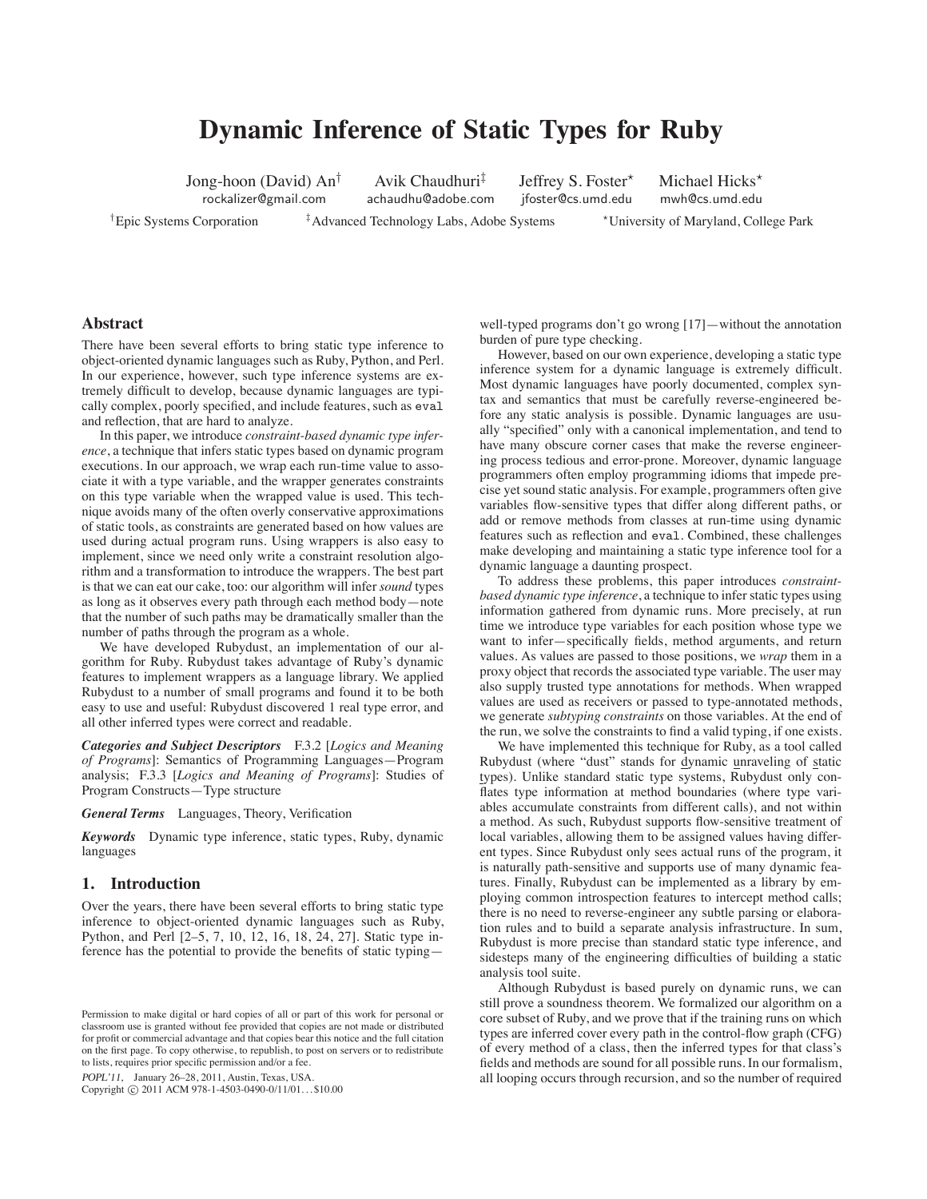# Dynamic Inference of Static Types for Ruby

Jong-hoon (David) An[†] rockalizer@gmail.com
Avik Chaudhuri[‡] achaudhu@adobe.com
Jeffrey S. Foster[⋆] jfoster@cs.umd.edu
Michael Hicks[⋆] mwh@cs.umd.edu

[†]Epic Systems Corporation [‡]Advanced Technology Labs, Adobe Systems [⋆]University of Maryland, College Park

## Abstract

There have been several efforts to bring static type inference to object-oriented dynamic languages such as Ruby, Python, and Perl. In our experience, however, such type inference systems are extremely difficult to develop, because dynamic languages are typically complex, poorly specified, and include features, such as `eval` and reflection, that are hard to analyze.

In this paper, we introduce *constraint-based dynamic type inference*, a technique that infers static types based on dynamic program executions. In our approach, we wrap each run-time value to associate it with a type variable, and the wrapper generates constraints on this type variable when the wrapped value is used. This technique avoids many of the often overly conservative approximations of static tools, as constraints are generated based on how values are used during actual program runs. Using wrappers is also easy to implement, since we need only write a constraint resolution algorithm and a transformation to introduce the wrappers. The best part is that we can eat our cake, too: our algorithm will infer *sound* types as long as it observes every path through each method body—note that the number of such paths may be dramatically smaller than the number of paths through the program as a whole.

We have developed Rubydust, an implementation of our algorithm for Ruby. Rubydust takes advantage of Ruby's dynamic features to implement wrappers as a language library. We applied Rubydust to a number of small programs and found it to be both easy to use and useful: Rubydust discovered 1 real type error, and all other inferred types were correct and readable.

***Categories and Subject Descriptors*** F.3.2 [*Logics and Meaning of Programs*]: Semantics of Programming Languages—Program analysis; F.3.3 [*Logics and Meaning of Programs*]: Studies of Program Constructs—Type structure

***General Terms*** Languages, Theory, Verification

***Keywords*** Dynamic type inference, static types, Ruby, dynamic languages

## 1. Introduction

Over the years, there have been several efforts to bring static type inference to object-oriented dynamic languages such as Ruby, Python, and Perl [2–5, 7, 10, 12, 16, 18, 24, 27]. Static type inference has the potential to provide the benefits of static typing—well-typed programs don't go wrong [17]—without the annotation burden of pure type checking.

However, based on our own experience, developing a static type inference system for a dynamic language is extremely difficult. Most dynamic languages have poorly documented, complex syntax and semantics that must be carefully reverse-engineered before any static analysis is possible. Dynamic languages are usually "specified" only with a canonical implementation, and tend to have many obscure corner cases that make the reverse engineering process tedious and error-prone. Moreover, dynamic language programmers often employ programming idioms that impede precise yet sound static analysis. For example, programmers often give variables flow-sensitive types that differ along different paths, or add or remove methods from classes at run-time using dynamic features such as reflection and `eval`. Combined, these challenges make developing and maintaining a static type inference tool for a dynamic language a daunting prospect.

To address these problems, this paper introduces *constraint-based dynamic type inference*, a technique to infer static types using information gathered from dynamic runs. More precisely, at run time we introduce type variables for each position whose type we want to infer—specifically fields, method arguments, and return values. As values are passed to those positions, we *wrap* them in a proxy object that records the associated type variable. The user may also supply trusted type annotations for methods. When wrapped values are used as receivers or passed to type-annotated methods, we generate *subtyping constraints* on those variables. At the end of the run, we solve the constraints to find a valid typing, if one exists.

We have implemented this technique for Ruby, as a tool called Rubydust (where "dust" stands for dynamic unraveling of static types). Unlike standard static type systems, Rubydust only conflates type information at method boundaries (where type variables accumulate constraints from different calls), and not within a method. As such, Rubydust supports flow-sensitive treatment of local variables, allowing them to be assigned values having different types. Since Rubydust only sees actual runs of the program, it is naturally path-sensitive and supports use of many dynamic features. Finally, Rubydust can be implemented as a library by employing common introspection features to intercept method calls; there is no need to reverse-engineer any subtle parsing or elaboration rules and to build a separate analysis infrastructure. In sum, Rubydust is more precise than standard static type inference, and sidesteps many of the engineering difficulties of building a static analysis tool suite.

Although Rubydust is based purely on dynamic runs, we can still prove a soundness theorem. We formalized our algorithm on a core subset of Ruby, and we prove that if the training runs on which types are inferred cover every path in the control-flow graph (CFG) of every method of a class, then the inferred types for that class's fields and methods are sound for all possible runs. In our formalism, all looping occurs through recursion, and so the number of required

Permission to make digital or hard copies of all or part of this work for personal or classroom use is granted without fee provided that copies are not made or distributed for profit or commercial advantage and that copies bear this notice and the full citation on the first page. To copy otherwise, to republish, to post on servers or to redistribute to lists, requires prior specific permission and/or a fee.

*POPL'11,* January 26–28, 2011, Austin, Texas, USA.
Copyright © 2011 ACM 978-1-4503-0490-0/11/01...$10.00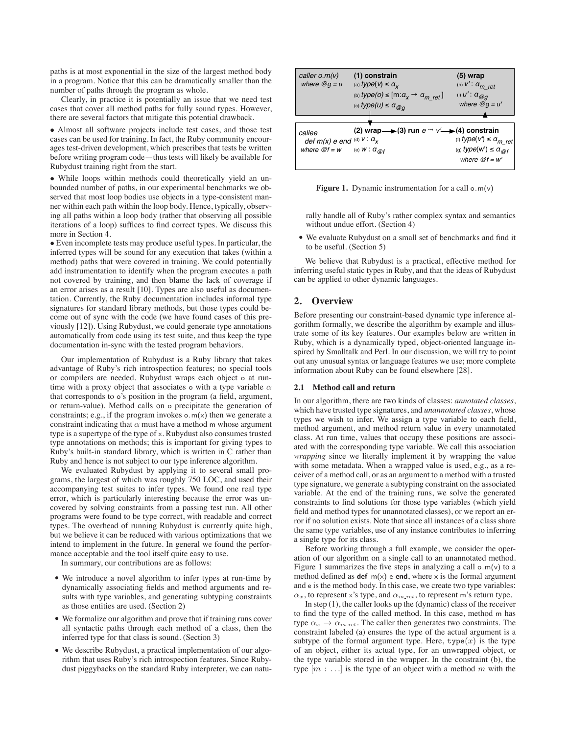paths is at most exponential in the size of the largest method body in a program. Notice that this can be dramatically smaller than the number of paths through the program as whole.

Clearly, in practice it is potentially an issue that we need test cases that cover all method paths for fully sound types. However, there are several factors that mitigate this potential drawback.

- Almost all software projects include test cases, and those test cases can be used for training. In fact, the Ruby community encourages test-driven development, which prescribes that tests be written before writing program code—thus tests will likely be available for Rubydust training right from the start.
- While loops within methods could theoretically yield an unbounded number of paths, in our experimental benchmarks we observed that most loop bodies use objects in a type-consistent manner within each path within the loop body. Hence, typically, observing all paths within a loop body (rather that observing all possible iterations of a loop) suffices to find correct types. We discuss this more in Section 4.
- Even incomplete tests may produce useful types. In particular, the inferred types will be sound for any execution that takes (within a method) paths that were covered in training. We could potentially add instrumentation to identify when the program executes a path not covered by training, and then blame the lack of coverage if an error arises as a result [10]. Types are also useful as documentation. Currently, the Ruby documentation includes informal type signatures for standard library methods, but those types could become out of sync with the code (we have found cases of this previously [12]). Using Rubydust, we could generate type annotations automatically from code using its test suite, and thus keep the type documentation in-sync with the tested program behaviors.

Our implementation of Rubydust is a Ruby library that takes advantage of Ruby's rich introspection features; no special tools or compilers are needed. Rubydust wraps each object o at runtime with a proxy object that associates o with a type variable $\alpha$ that corresponds to o's position in the program (a field, argument, or return-value). Method calls on o precipitate the generation of constraints; e.g., if the program invokes o.m(x) then we generate a constraint indicating that $\alpha$ must have a method m whose argument type is a supertype of the type of x. Rubydust also consumes trusted type annotations on methods; this is important for giving types to Ruby's built-in standard library, which is written in C rather than Ruby and hence is not subject to our type inference algorithm.

We evaluated Rubydust by applying it to several small programs, the largest of which was roughly 750 LOC, and used their accompanying test suites to infer types. We found one real type error, which is particularly interesting because the error was uncovered by solving constraints from a passing test run. All other programs were found to be type correct, with readable and correct types. The overhead of running Rubydust is currently quite high, but we believe it can be reduced with various optimizations that we intend to implement in the future. In general we found the performance acceptable and the tool itself quite easy to use.

In summary, our contributions are as follows:

- We introduce a novel algorithm to infer types at run-time by dynamically associating fields and method arguments and results with type variables, and generating subtyping constraints as those entities are used. (Section 2)
- We formalize our algorithm and prove that if training runs cover all syntactic paths through each method of a class, then the inferred type for that class is sound. (Section 3)
- We describe Rubydust, a practical implementation of our algorithm that uses Ruby's rich introspection features. Since Rubydust piggybacks on the standard Ruby interpreter, we can naturally handle all of Ruby's rather complex syntax and semantics without undue effort. (Section 4)
- We evaluate Rubydust on a small set of benchmarks and find it to be useful. (Section 5)

We believe that Rubydust is a practical, effective method for inferring useful static types in Ruby, and that the ideas of Rubydust can be applied to other dynamic languages.

caller o.m(v) where @g = u

**(1) constrain**
(a) $type(v) \leq \alpha_x$
(b) $type(o) \leq [m : \alpha_x \rightarrow \alpha_{m\_ret}]$
(c) $type(u) \leq \alpha_{@g}$

**(5) wrap**
(h) $v' : \alpha_{m\_ret}$
(i) $u' : \alpha_{@g}$ where @g = u'

callee def m(x) e end where @f = w

**(2) wrap**
(d) $v : \alpha_x$
(e) $w : \alpha_{@f}$

**(3) run** $e \leadsto v'$

**(4) constrain**
(f) $type(v') \leq \alpha_{m\_ret}$
(g) $type(w') \leq \alpha_{@f}$ where @f = w'

**Figure 1.** Dynamic instrumentation for a call o.m(v)

## 2. Overview

Before presenting our constraint-based dynamic type inference algorithm formally, we describe the algorithm by example and illustrate some of its key features. Our examples below are written in Ruby, which is a dynamically typed, object-oriented language inspired by Smalltalk and Perl. In our discussion, we will try to point out any unusual syntax or language features we use; more complete information about Ruby can be found elsewhere [28].

### 2.1 Method call and return

In our algorithm, there are two kinds of classes: *annotated classes*, which have trusted type signatures, and *unannotated classes*, whose types we wish to infer. We assign a type variable to each field, method argument, and method return value in every unannotated class. At run time, values that occupy these positions are associated with the corresponding type variable. We call this association *wrapping* since we literally implement it by wrapping the value with some metadata. When a wrapped value is used, e.g., as a receiver of a method call, or as an argument to a method with a trusted type signature, we generate a subtyping constraint on the associated variable. At the end of the training runs, we solve the generated constraints to find solutions for those type variables (which yield field and method types for unannotated classes), or we report an error if no solution exists. Note that since all instances of a class share the same type variables, use of any instance contributes to inferring a single type for its class.

Before working through a full example, we consider the operation of our algorithm on a single call to an unannotated method. Figure 1 summarizes the five steps in analyzing a call o.m(v) to a method defined as **def** m(x) e **end**, where x is the formal argument and e is the method body. In this case, we create two type variables: $\alpha_x$, to represent x's type, and $\alpha_{m\_ret}$, to represent m's return type.

In step (1), the caller looks up the (dynamic) class of the receiver to find the type of the called method. In this case, method m has type $\alpha_x \rightarrow \alpha_{m\_ret}$. The caller then generates two constraints. The constraint labeled (a) ensures the type of the actual argument is a subtype of the formal argument type. Here, $\mathtt{type}(x)$ is the type of an object, either its actual type, for an unwrapped object, or the type variable stored in the wrapper. In the constraint (b), the type $[m : \ldots]$ is the type of an object with a method $m$ with the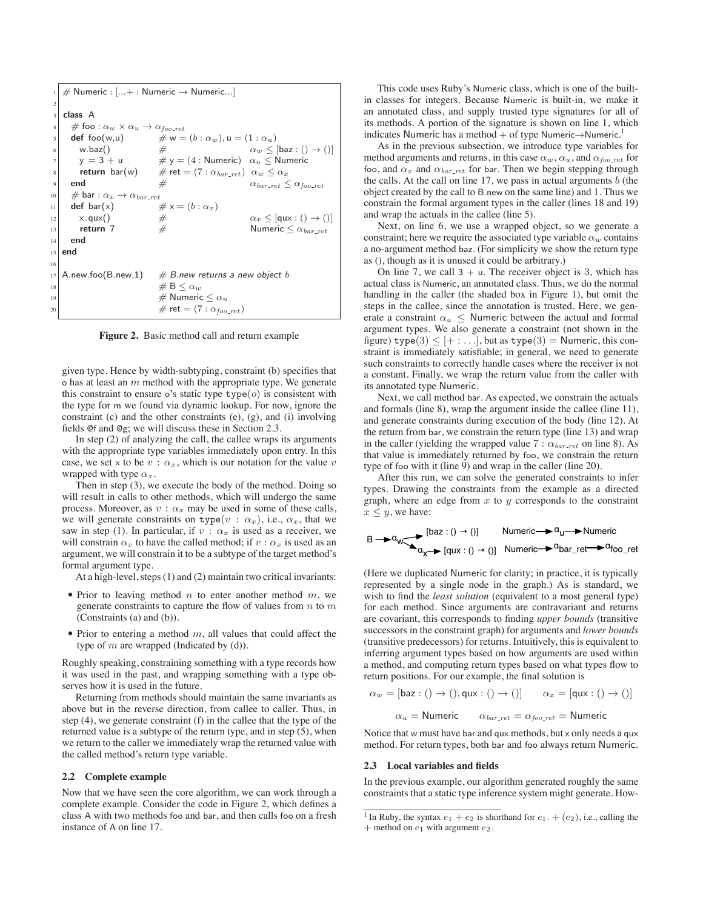```
1  # Numeric : [...+ : Numeric → Numeric...]
2
3  class A
4    # foo : α_w × α_u → α_foo_ret
5    def foo(w,u)         # w = (b : α_w), u = (1 : α_u)
6      w.baz()            #                      α_w ≤ [baz : () → ()]
7      y = 3 + u          # y = (4 : Numeric)    α_u ≤ Numeric
8      return bar(w)      # ret = (7 : α_bar_ret)  α_w ≤ α_x
9    end                  #                      α_bar_ret ≤ α_foo_ret
10   # bar : α_x → α_bar_ret
11   def bar(x)           # x = (b : α_x)
12     x.qux()            #                      α_x ≤ [qux : () → ()]
13     return 7           #                      Numeric ≤ α_bar_ret
14   end
15 end
16
17 A.new.foo(B.new,1)     # B.new returns a new object b
18                        # B ≤ α_w
19                        # Numeric ≤ α_u
20                        # ret = (7 : α_foo_ret)
```

**Figure 2.** Basic method call and return example

given type. Hence by width-subtyping, constraint (b) specifies that o has at least an $m$ method with the appropriate type. We generate this constraint to ensure o's static type $\mathtt{type}(o)$ is consistent with the type for m we found via dynamic lookup. For now, ignore the constraint (c) and the other constraints (e), (g), and (i) involving fields @f and @g; we will discuss these in Section 2.3.

In step (2) of analyzing the call, the callee wraps its arguments with the appropriate type variables immediately upon entry. In this case, we set x to be $v : \alpha_x$, which is our notation for the value $v$ wrapped with type $\alpha_x$.

Then in step (3), we execute the body of the method. Doing so will result in calls to other methods, which will undergo the same process. Moreover, as $v : \alpha_x$ may be used in some of these calls, we will generate constraints on $\mathtt{type}(v : \alpha_x)$, i.e., $\alpha_x$, that we saw in step (1). In particular, if $v : \alpha_x$ is used as a receiver, we will constrain $\alpha_x$ to have the called method; if $v : \alpha_x$ is used as an argument, we will constrain it to be a subtype of the target method's formal argument type.

At a high-level, steps (1) and (2) maintain two critical invariants:

- Prior to leaving method $n$ to enter another method $m$, we generate constraints to capture the flow of values from $n$ to $m$ (Constraints (a) and (b)).
- Prior to entering a method $m$, all values that could affect the type of $m$ are wrapped (Indicated by (d)).

Roughly speaking, constraining something with a type records how it was used in the past, and wrapping something with a type observes how it is used in the future.

Returning from methods should maintain the same invariants as above but in the reverse direction, from callee to caller. Thus, in step (4), we generate constraint (f) in the callee that the type of the returned value is a subtype of the return type, and in step (5), when we return to the caller we immediately wrap the returned value with the called method's return type variable.

### 2.2 Complete example

Now that we have seen the core algorithm, we can work through a complete example. Consider the code in Figure 2, which defines a class A with two methods foo and bar, and then calls foo on a fresh instance of A on line 17.

This code uses Ruby's Numeric class, which is one of the built-in classes for integers. Because Numeric is built-in, we make it an annotated class, and supply trusted type signatures for all of its methods. A portion of the signature is shown on line 1, which indicates Numeric has a method + of type Numeric→Numeric.[1]

As in the previous subsection, we introduce type variables for method arguments and returns, in this case $\alpha_w$, $\alpha_u$, and $\alpha_{foo\_ret}$ for foo, and $\alpha_x$ and $\alpha_{bar\_ret}$ for bar. Then we begin stepping through the calls. At the call on line 17, we pass in actual arguments $b$ (the object created by the call to B.new on the same line) and 1. Thus we constrain the formal argument types in the caller (lines 18 and 19) and wrap the actuals in the callee (line 5).

Next, on line 6, we use a wrapped object, so we generate a constraint; here we require the associated type variable $\alpha_w$ contains a no-argument method baz. (For simplicity we show the return type as (), though as it is unused it could be arbitrary.)

On line 7, we call 3 + u. The receiver object is 3, which has actual class is Numeric, an annotated class. Thus, we do the normal handling in the caller (the shaded box in Figure 1), but omit the steps in the callee, since the annotation is trusted. Here, we generate a constraint $\alpha_u \leq$ Numeric between the actual and formal argument types. We also generate a constraint (not shown in the figure) $\mathtt{type}(3) \leq [+ : \ldots]$, but as $\mathtt{type}(3) =$ Numeric, this constraint is immediately satisfiable; in general, we need to generate such constraints to correctly handle cases where the receiver is not a constant. Finally, we wrap the return value from the caller with its annotated type Numeric.

Next, we call method bar. As expected, we constrain the actuals and formals (line 8), wrap the argument inside the callee (line 11), and generate constraints during execution of the body (line 12). At the return from bar, we constrain the return type (line 13) and wrap in the caller (yielding the wrapped value $7 : \alpha_{bar\_ret}$ on line 8). As that value is immediately returned by foo, we constrain the return type of foo with it (line 9) and wrap in the caller (line 20).

After this run, we can solve the generated constraints to infer types. Drawing the constraints from the example as a directed graph, where an edge from $x$ to $y$ corresponds to the constraint $x \leq y$, we have:

$$B \rightarrow \alpha_w \rightarrow [\mathsf{baz} : () \rightarrow ()] \qquad \alpha_w \rightarrow \alpha_x \rightarrow [\mathsf{qux} : () \rightarrow ()]$$

$$\mathsf{Numeric} \rightarrow \alpha_u \rightarrow \mathsf{Numeric} \qquad \mathsf{Numeric} \rightarrow \alpha_{bar\_ret} \rightarrow \alpha_{foo\_ret}$$

(Here we duplicated Numeric for clarity; in practice, it is typically represented by a single node in the graph.) As is standard, we wish to find the *least solution* (equivalent to a most general type) for each method. Since arguments are contravariant and returns are covariant, this corresponds to finding *upper bounds* (transitive successors in the constraint graph) for arguments and *lower bounds* (transitive predecessors) for returns. Intuitively, this is equivalent to inferring argument types based on how arguments are used within a method, and computing return types based on what types flow to return positions. For our example, the final solution is

$$\alpha_w = [\mathsf{baz} : () \rightarrow (), \mathsf{qux} : () \rightarrow ()] \qquad \alpha_x = [\mathsf{qux} : () \rightarrow ()]$$

$$\alpha_u = \mathsf{Numeric} \qquad \alpha_{bar\_ret} = \alpha_{foo\_ret} = \mathsf{Numeric}$$

Notice that w must have bar and qux methods, but x only needs a qux method. For return types, both bar and foo always return Numeric.

### 2.3 Local variables and fields

In the previous example, our algorithm generated roughly the same constraints that a static type inference system might generate. How-

[1] In Ruby, the syntax $e_1 + e_2$ is shorthand for $e_1.+(e_2)$, i.e., calling the + method on $e_1$ with argument $e_2$.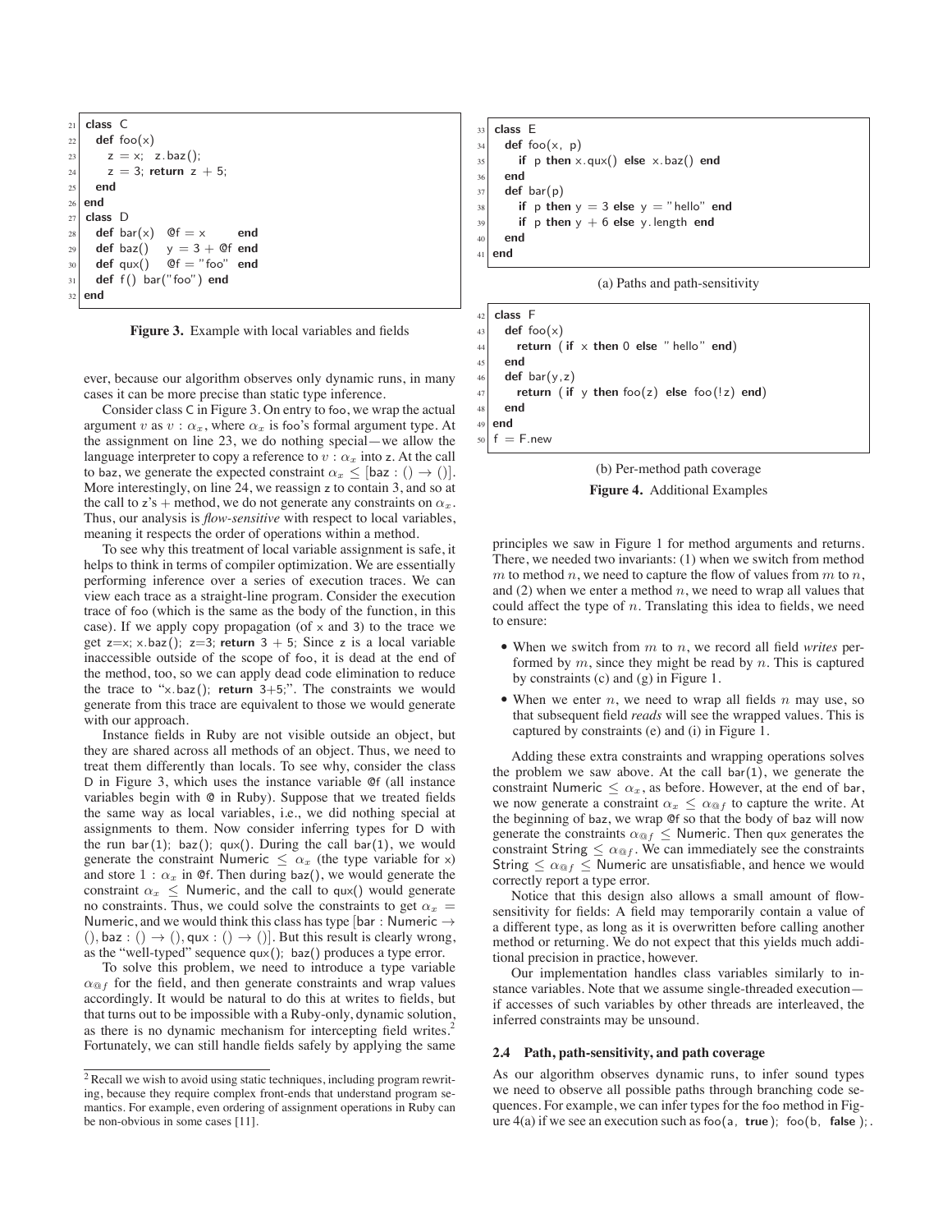```
21  class C
22    def foo(x)
23      z = x;  z.baz();
24      z = 3; return z + 5;
25    end
26  end
27  class D
28    def bar(x)   @f = x       end
29    def baz()    y = 3 + @f end
30    def qux()    @f = "foo"  end
31    def f() bar("foo") end
32  end
```

**Figure 3.** Example with local variables and fields

ever, because our algorithm observes only dynamic runs, in many cases it can be more precise than static type inference.

Consider class C in Figure 3. On entry to foo, we wrap the actual argument $v$ as $v : \alpha_x$, where $\alpha_x$ is foo's formal argument type. At the assignment on line 23, we do nothing special—we allow the language interpreter to copy a reference to $v : \alpha_x$ into z. At the call to baz, we generate the expected constraint $\alpha_x \leq [\mathsf{baz} : () \rightarrow ()]$. More interestingly, on line 24, we reassign z to contain 3, and so at the call to z's + method, we do not generate any constraints on $\alpha_x$. Thus, our analysis is *flow-sensitive* with respect to local variables, meaning it respects the order of operations within a method.

To see why this treatment of local variable assignment is safe, it helps to think in terms of compiler optimization. We are essentially performing inference over a series of execution traces. We can view each trace as a straight-line program. Consider the execution trace of foo (which is the same as the body of the function, in this case). If we apply copy propagation (of x and 3) to the trace we get z=x; x.baz(); z=3; **return** 3 + 5; Since z is a local variable inaccessible outside of the scope of foo, it is dead at the end of the method, too, so we can apply dead code elimination to reduce the trace to "x.baz(); **return** 3+5;". The constraints we would generate from this trace are equivalent to those we would generate with our approach.

Instance fields in Ruby are not visible outside an object, but they are shared across all methods of an object. Thus, we need to treat them differently than locals. To see why, consider the class D in Figure 3, which uses the instance variable @f (all instance variables begin with @ in Ruby). Suppose that we treated fields the same way as local variables, i.e., we did nothing special at assignments to them. Now consider inferring types for D with the run bar(1); baz(); qux(). During the call bar(1), we would generate the constraint $\mathsf{Numeric} \leq \alpha_x$ (the type variable for x) and store $1 : \alpha_x$ in @f. Then during baz(), we would generate the constraint $\alpha_x \leq \mathsf{Numeric}$, and the call to qux() would generate no constraints. Thus, we could solve the constraints to get $\alpha_x = \mathsf{Numeric}$, and we would think this class has type $[\mathsf{bar} : \mathsf{Numeric} \rightarrow (), \mathsf{baz} : () \rightarrow (), \mathsf{qux} : () \rightarrow ()]$. But this result is clearly wrong, as the "well-typed" sequence qux(); baz() produces a type error.

To solve this problem, we need to introduce a type variable $\alpha_{@f}$ for the field, and then generate constraints and wrap values accordingly. It would be natural to do this at writes to fields, but that turns out to be impossible with a Ruby-only, dynamic solution, as there is no dynamic mechanism for intercepting field writes.[2] Fortunately, we can still handle fields safely by applying the same principles we saw in Figure 1 for method arguments and returns. There, we needed two invariants: (1) when we switch from method $m$ to method $n$, we need to capture the flow of values from $m$ to $n$, and (2) when we enter a method $n$, we need to wrap all values that could affect the type of $n$. Translating this idea to fields, we need to ensure:

- When we switch from $m$ to $n$, we record all field *writes* performed by $m$, since they might be read by $n$. This is captured by constraints (c) and (g) in Figure 1.
- When we enter $n$, we need to wrap all fields $n$ may use, so that subsequent field *reads* will see the wrapped values. This is captured by constraints (e) and (i) in Figure 1.

Adding these extra constraints and wrapping operations solves the problem we saw above. At the call bar(1), we generate the constraint $\mathsf{Numeric} \leq \alpha_x$, as before. However, at the end of bar, we now generate a constraint $\alpha_x \leq \alpha_{@f}$ to capture the write. At the beginning of baz, we wrap @f so that the body of baz will now generate the constraints $\alpha_{@f} \leq \mathsf{Numeric}$. Then qux generates the constraint $\mathsf{String} \leq \alpha_{@f}$. We can immediately see the constraints $\mathsf{String} \leq \alpha_{@f} \leq \mathsf{Numeric}$ are unsatisfiable, and hence we would correctly report a type error.

Notice that this design also allows a small amount of flow-sensitivity for fields: A field may temporarily contain a value of a different type, as long as it is overwritten before calling another method or returning. We do not expect that this yields much additional precision in practice, however.

Our implementation handles class variables similarly to instance variables. Note that we assume single-threaded execution—if accesses of such variables by other threads are interleaved, the inferred constraints may be unsound.

```
33  class E
34    def foo(x, p)
35      if p then x.qux() else x.baz() end
36    end
37    def bar(p)
38      if p then y = 3 else y = "hello" end
39      if p then y + 6 else y.length end
40    end
41  end
```

(a) Paths and path-sensitivity

```
42  class F
43    def foo(x)
44      return (if x then 0 else "hello" end)
45    end
46    def bar(y,z)
47      return (if y then foo(z) else foo(!z) end)
48    end
49  end
50  f = F.new
```

(b) Per-method path coverage

**Figure 4.** Additional Examples

### 2.4 Path, path-sensitivity, and path coverage

As our algorithm observes dynamic runs, to infer sound types we need to observe all possible paths through branching code sequences. For example, we can infer types for the foo method in Figure 4(a) if we see an execution such as foo(a, **true**); foo(b, **false**);.

[2] Recall we wish to avoid using static techniques, including program rewriting, because they require complex front-ends that understand program semantics. For example, even ordering of assignment operations in Ruby can be non-obvious in some cases [11].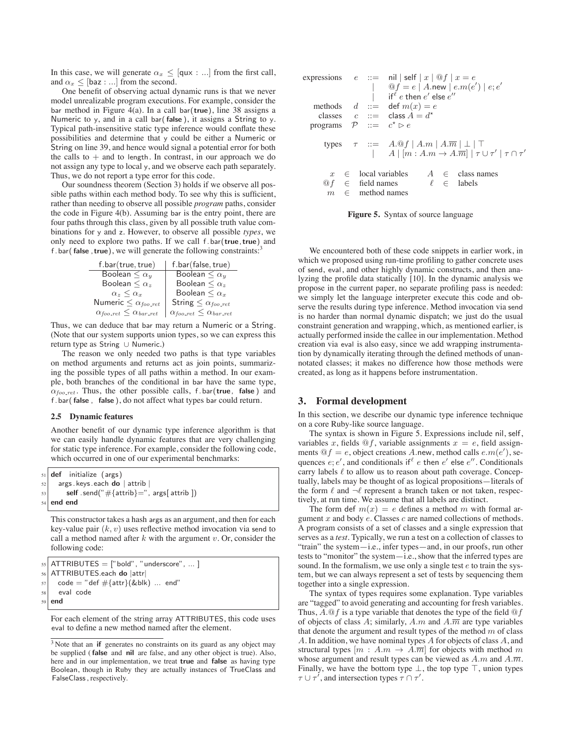In this case, we will generate $\alpha_x \leq$ [qux : ...] from the first call, and $\alpha_x \leq$ [baz : ...] from the second.

One benefit of observing actual dynamic runs is that we never model unrealizable program executions. For example, consider the bar method in Figure 4(a). In a call bar(**true**), line 38 assigns a Numeric to y, and in a call bar( **false** ), it assigns a String to y. Typical path-insensitive static type inference would conflate these possibilities and determine that y could be either a Numeric or String on line 39, and hence would signal a potential error for both the calls to + and to length. In contrast, in our approach we do not assign any type to local y, and we observe each path separately. Thus, we do not report a type error for this code.

Our soundness theorem (Section 3) holds if we observe all possible paths within each method body. To see why this is sufficient, rather than needing to observe all possible *program* paths, consider the code in Figure 4(b). Assuming bar is the entry point, there are four paths through this class, given by all possible truth value combinations for y and z. However, to observe all possible *types*, we only need to explore two paths. If we call f.bar(**true**,**true**) and f.bar( **false** ,**true**), we will generate the following constraints:[3]

| f.bar(true, true) | f.bar(false, true) |
|---|---|
| Boolean $\leq \alpha_y$ | Boolean $\leq \alpha_y$ |
| Boolean $\leq \alpha_z$ | Boolean $\leq \alpha_z$ |
| $\alpha_z \leq \alpha_x$ | Boolean $\leq \alpha_x$ |
| Numeric $\leq \alpha_{foo\_ret}$ | String $\leq \alpha_{foo\_ret}$ |
| $\alpha_{foo\_ret} \leq \alpha_{bar\_ret}$ | $\alpha_{foo\_ret} \leq \alpha_{bar\_ret}$ |

Thus, we can deduce that bar may return a Numeric or a String. (Note that our system supports union types, so we can express this return type as String $\cup$ Numeric.)

The reason we only needed two paths is that type variables on method arguments and returns act as join points, summarizing the possible types of all paths within a method. In our example, both branches of the conditional in bar have the same type, $\alpha_{foo\_ret}$. Thus, the other possible calls, f.bar(**true**, **false**) and f.bar( **false** , **false** ), do not affect what types bar could return.

### 2.5 Dynamic features

Another benefit of our dynamic type inference algorithm is that we can easily handle dynamic features that are very challenging for static type inference. For example, consider the following code, which occurred in one of our experimental benchmarks:

```
51 def initialize (args)
52   args.keys.each do | attrib |
53     self.send("#{attrib}=", args[ attrib ])
54 end end
```

This constructor takes a hash args as an argument, and then for each key-value pair $(k, v)$ uses reflective method invocation via send to call a method named after $k$ with the argument $v$. Or, consider the following code:

```
55 ATTRIBUTES = ["bold", "underscore", ... ]
56 ATTRIBUTES.each do |attr|
57   code = "def #{attr}(&blk) ... end"
58   eval code
59 end
```

For each element of the string array ATTRIBUTES, this code uses eval to define a new method named after the element.

[3] Note that an **if** generates no constraints on its guard as any object may be supplied ( **false** and **nil** are false, and any other object is true). Also, here and in our implementation, we treat **true** and **false** as having type Boolean, though in Ruby they are actually instances of TrueClass and FalseClass, respectively.

$$
\begin{array}{llcl}
\text{expressions} & e & ::= & \mathsf{nil} \mid \mathsf{self} \mid x \mid @f \mid x = e \\
 & & \mid & @f = e \mid A.\mathsf{new} \mid e.m(e') \mid e; e' \\
 & & \mid & \mathsf{if}^{\ell}\ e\ \mathsf{then}\ e'\ \mathsf{else}\ e'' \\
\text{methods} & d & ::= & \mathsf{def}\ m(x) = e \\
\text{classes} & c & ::= & \mathsf{class}\ A = d^{\star} \\
\text{programs} & \mathcal{P} & ::= & c^{\star} \triangleright e \\
\\
\text{types} & \tau & ::= & A.@f \mid A.m \mid A.\overline{m} \mid \bot \mid \top \\
 & & \mid & A \mid [m : A.m \rightarrow A.\overline{m}] \mid \tau \cup \tau' \mid \tau \cap \tau'
\end{array}
$$

$$
\begin{array}{lll@{\qquad}lll}
x & \in & \text{local variables} & A & \in & \text{class names} \\
@f & \in & \text{field names} & \ell & \in & \text{labels} \\
m & \in & \text{method names} & & &
\end{array}
$$

**Figure 5.** Syntax of source language

We encountered both of these code snippets in earlier work, in which we proposed using run-time profiling to gather concrete uses of send, eval, and other highly dynamic constructs, and then analyzing the profile data statically [10]. In the dynamic analysis we propose in the current paper, no separate profiling pass is needed: we simply let the language interpreter execute this code and observe the results during type inference. Method invocation via send is no harder than normal dynamic dispatch; we just do the usual constraint generation and wrapping, which, as mentioned earlier, is actually performed inside the callee in our implementation. Method creation via eval is also easy, since we add wrapping instrumentation by dynamically iterating through the defined methods of unannotated classes; it makes no difference how those methods were created, as long as it happens before instrumentation.

## 3. Formal development

In this section, we describe our dynamic type inference technique on a core Ruby-like source language.

The syntax is shown in Figure 5. Expressions include nil, self, variables $x$, fields $@f$, variable assignments $x = e$, field assignments $@f = e$, object creations $A$.new, method calls $e.m(e')$, sequences $e; e'$, and conditionals $\mathsf{if}^{\ell}\ e$ then $e'$ else $e''$. Conditionals carry labels $\ell$ to allow us to reason about path coverage. Conceptually, labels may be thought of as logical propositions—literals of the form $\ell$ and $\neg\ell$ represent a branch taken or not taken, respectively, at run time. We assume that all labels are distinct.

The form def $m(x) = e$ defines a method $m$ with formal argument $x$ and body $e$. Classes $c$ are named collections of methods. A program consists of a set of classes and a single expression that serves as a *test*. Typically, we run a test on a collection of classes to "train" the system—i.e., infer types—and, in our proofs, run other tests to "monitor" the system—i.e., show that the inferred types are sound. In the formalism, we use only a single test $e$ to train the system, but we can always represent a set of tests by sequencing them together into a single expression.

The syntax of types requires some explanation. Type variables are "tagged" to avoid generating and accounting for fresh variables. Thus, $A.@f$ is a type variable that denotes the type of the field $@f$ of objects of class $A$; similarly, $A.m$ and $A.\overline{m}$ are type variables that denote the argument and result types of the method $m$ of class $A$. In addition, we have nominal types $A$ for objects of class $A$, and structural types $[m : A.m \rightarrow A.\overline{m}]$ for objects with method $m$ whose argument and result types can be viewed as $A.m$ and $A.\overline{m}$. Finally, we have the bottom type $\bot$, the top type $\top$, union types $\tau \cup \tau'$, and intersection types $\tau \cap \tau'$.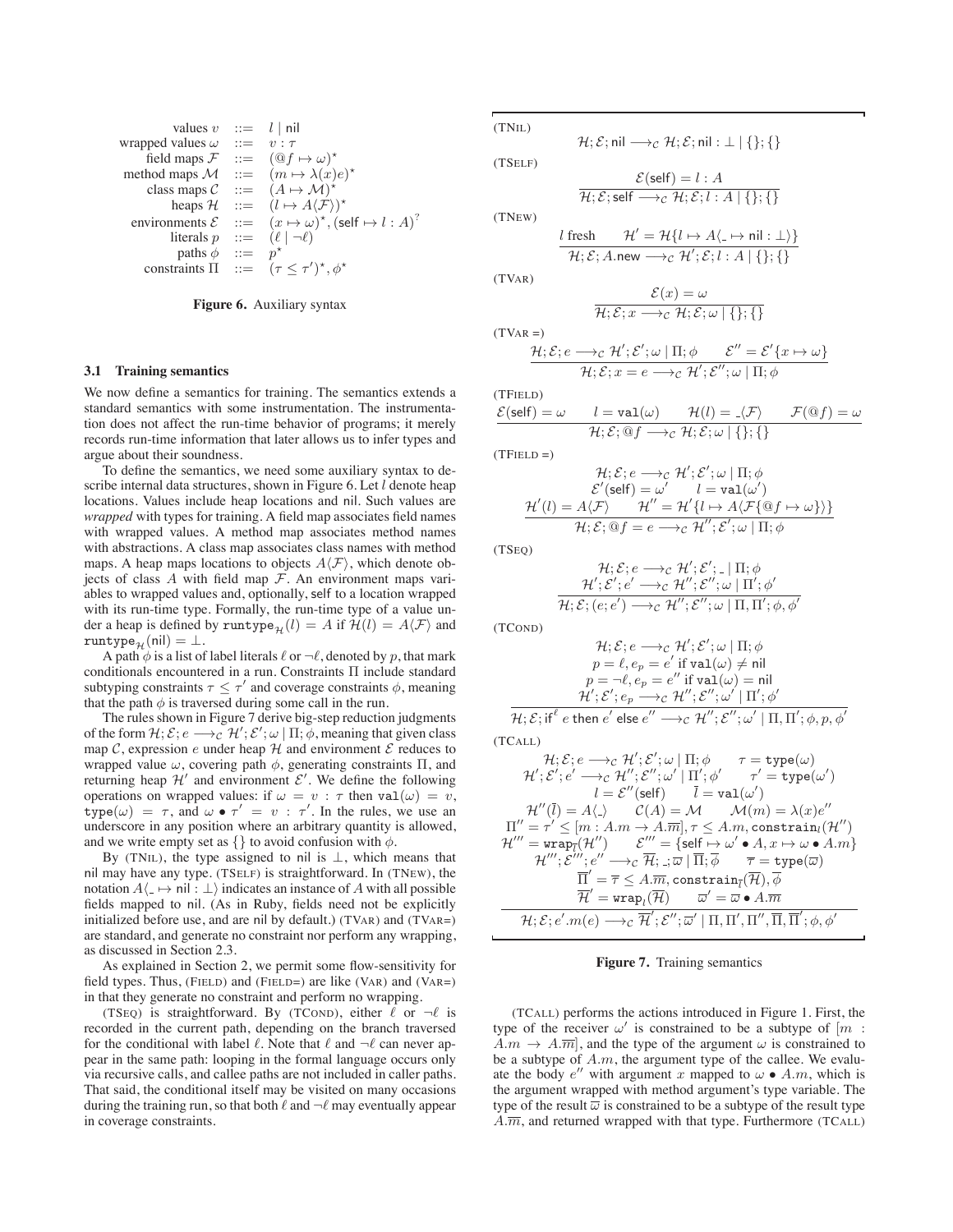$$
\begin{array}{rcl}
\text{values } v & ::= & l \mid \mathsf{nil} \\
\text{wrapped values } \omega & ::= & v : \tau \\
\text{field maps } \mathcal{F} & ::= & (@f \mapsto \omega)^\star \\
\text{method maps } \mathcal{M} & ::= & (m \mapsto \lambda(x)e)^\star \\
\text{class maps } \mathcal{C} & ::= & (A \mapsto \mathcal{M})^\star \\
\text{heaps } \mathcal{H} & ::= & (l \mapsto A\langle\mathcal{F}\rangle)^\star \\
\text{environments } \mathcal{E} & ::= & (x \mapsto \omega)^\star, (\mathsf{self} \mapsto l : A)^? \\
\text{literals } p & ::= & (\ell \mid \neg\ell) \\
\text{paths } \phi & ::= & p^\star \\
\text{constraints } \Pi & ::= & (\tau \leq \tau')^\star, \phi^\star
\end{array}
$$

**Figure 6.** Auxiliary syntax

### 3.1 Training semantics

We now define a semantics for training. The semantics extends a standard semantics with some instrumentation. The instrumentation does not affect the run-time behavior of programs; it merely records run-time information that later allows us to infer types and argue about their soundness.

To define the semantics, we need some auxiliary syntax to describe internal data structures, shown in Figure 6. Let $l$ denote heap locations. Values include heap locations and nil. Such values are *wrapped* with types for training. A field map associates field names with wrapped values. A method map associates method names with abstractions. A class map associates class names with method maps. A heap maps locations to objects $A\langle\mathcal{F}\rangle$, which denote objects of class $A$ with field map $\mathcal{F}$. An environment maps variables to wrapped values and, optionally, self to a location wrapped with its run-time type. Formally, the run-time type of a value under a heap is defined by $\mathtt{runtype}_{\mathcal{H}}(l) = A$ if $\mathcal{H}(l) = A\langle\mathcal{F}\rangle$ and $\mathtt{runtype}_{\mathcal{H}}(\mathsf{nil}) = \bot$.

A path $\phi$ is a list of label literals $\ell$ or $\neg\ell$, denoted by $p$, that mark conditionals encountered in a run. Constraints $\Pi$ include standard subtyping constraints $\tau \leq \tau'$ and coverage constraints $\phi$, meaning that the path $\phi$ is traversed during some call in the run.

The rules shown in Figure 7 derive big-step reduction judgments of the form $\mathcal{H}; \mathcal{E}; e \longrightarrow_{\mathcal{C}} \mathcal{H}'; \mathcal{E}'; \omega \mid \Pi; \phi$, meaning that given class map $\mathcal{C}$, expression $e$ under heap $\mathcal{H}$ and environment $\mathcal{E}$ reduces to wrapped value $\omega$, covering path $\phi$, generating constraints $\Pi$, and returning heap $\mathcal{H}'$ and environment $\mathcal{E}'$. We define the following operations on wrapped values: if $\omega = v : \tau$ then $\mathtt{val}(\omega) = v$, $\mathtt{type}(\omega) = \tau$, and $\omega \bullet \tau' = v : \tau'$. In the rules, we use an underscore in any position where an arbitrary quantity is allowed, and we write empty set as $\{\}$ to avoid confusion with $\phi$.

By (TNIL), the type assigned to nil is $\bot$, which means that nil may have any type. (TSELF) is straightforward. In (TNEW), the notation $A\langle \_ \mapsto \mathsf{nil} : \bot\rangle$ indicates an instance of $A$ with all possible fields mapped to nil. (As in Ruby, fields need not be explicitly initialized before use, and are nil by default.) (TVAR) and (TVAR=) are standard, and generate no constraint nor perform any wrapping, as discussed in Section 2.3.

As explained in Section 2, we permit some flow-sensitivity for field types. Thus, (FIELD) and (FIELD=) are like (VAR) and (VAR=) in that they generate no constraint and perform no wrapping.

(TSEQ) is straightforward. By (TCOND), either $\ell$ or $\neg\ell$ is recorded in the current path, depending on the branch traversed for the conditional with label $\ell$. Note that $\ell$ and $\neg\ell$ can never appear in the same path: looping in the formal language occurs only via recursive calls, and callee paths are not included in caller paths. That said, the conditional itself may be visited on many occasions during the training run, so that both $\ell$ and $\neg\ell$ may eventually appear in coverage constraints.

(TNIL)
$$\mathcal{H}; \mathcal{E}; \mathsf{nil} \longrightarrow_{\mathcal{C}} \mathcal{H}; \mathcal{E}; \mathsf{nil} : \bot \mid \{\}; \{\}$$

(TSELF)
$$\frac{\mathcal{E}(\mathsf{self}) = l : A}{\mathcal{H}; \mathcal{E}; \mathsf{self} \longrightarrow_{\mathcal{C}} \mathcal{H}; \mathcal{E}; l : A \mid \{\}; \{\}}$$

(TNEW)
$$\frac{l \text{ fresh} \qquad \mathcal{H}' = \mathcal{H}\{l \mapsto A\langle \_ \mapsto \mathsf{nil} : \bot\rangle\}}{\mathcal{H}; \mathcal{E}; A.\mathsf{new} \longrightarrow_{\mathcal{C}} \mathcal{H}'; \mathcal{E}; l : A \mid \{\}; \{\}}$$

(TVAR)
$$\frac{\mathcal{E}(x) = \omega}{\mathcal{H}; \mathcal{E}; x \longrightarrow_{\mathcal{C}} \mathcal{H}; \mathcal{E}; \omega \mid \{\}; \{\}}$$

(TVAR =)
$$\frac{\mathcal{H}; \mathcal{E}; e \longrightarrow_{\mathcal{C}} \mathcal{H}'; \mathcal{E}'; \omega \mid \Pi; \phi \qquad \mathcal{E}'' = \mathcal{E}'\{x \mapsto \omega\}}{\mathcal{H}; \mathcal{E}; x = e \longrightarrow_{\mathcal{C}} \mathcal{H}'; \mathcal{E}''; \omega \mid \Pi; \phi}$$

(TFIELD)
$$\frac{\mathcal{E}(\mathsf{self}) = \omega \qquad l = \mathtt{val}(\omega) \qquad \mathcal{H}(l) = \_\langle\mathcal{F}\rangle \qquad \mathcal{F}(@f) = \omega}{\mathcal{H}; \mathcal{E}; @f \longrightarrow_{\mathcal{C}} \mathcal{H}; \mathcal{E}; \omega \mid \{\}; \{\}}$$

(TFIELD =)
$$\frac{\begin{array}{c}\mathcal{H}; \mathcal{E}; e \longrightarrow_{\mathcal{C}} \mathcal{H}'; \mathcal{E}'; \omega \mid \Pi; \phi \\ \mathcal{E}'(\mathsf{self}) = \omega' \qquad l = \mathtt{val}(\omega') \\ \mathcal{H}'(l) = A\langle\mathcal{F}\rangle \qquad \mathcal{H}'' = \mathcal{H}'\{l \mapsto A\langle\mathcal{F}\{@f \mapsto \omega\}\rangle\}\end{array}}{\mathcal{H}; \mathcal{E}; @f = e \longrightarrow_{\mathcal{C}} \mathcal{H}''; \mathcal{E}'; \omega \mid \Pi; \phi}$$

(TSEQ)
$$\frac{\begin{array}{c}\mathcal{H}; \mathcal{E}; e \longrightarrow_{\mathcal{C}} \mathcal{H}'; \mathcal{E}'; \_ \mid \Pi; \phi \\ \mathcal{H}'; \mathcal{E}'; e' \longrightarrow_{\mathcal{C}} \mathcal{H}''; \mathcal{E}''; \omega \mid \Pi'; \phi'\end{array}}{\mathcal{H}; \mathcal{E}; (e; e') \longrightarrow_{\mathcal{C}} \mathcal{H}''; \mathcal{E}''; \omega \mid \Pi, \Pi'; \phi, \phi'}$$

(TCOND)
$$\frac{\begin{array}{c}\mathcal{H}; \mathcal{E}; e \longrightarrow_{\mathcal{C}} \mathcal{H}'; \mathcal{E}'; \omega \mid \Pi; \phi \\ p = \ell, e_p = e' \text{ if } \mathtt{val}(\omega) \neq \mathsf{nil} \\ p = \neg\ell, e_p = e'' \text{ if } \mathtt{val}(\omega) = \mathsf{nil} \\ \mathcal{H}'; \mathcal{E}'; e_p \longrightarrow_{\mathcal{C}} \mathcal{H}''; \mathcal{E}''; \omega' \mid \Pi'; \phi'\end{array}}{\mathcal{H}; \mathcal{E}; \mathsf{if}^{\ell}\ e \text{ then } e' \text{ else } e'' \longrightarrow_{\mathcal{C}} \mathcal{H}''; \mathcal{E}''; \omega' \mid \Pi, \Pi'; \phi, p, \phi'}$$

(TCALL)
$$\frac{\begin{array}{c}\mathcal{H}; \mathcal{E}; e \longrightarrow_{\mathcal{C}} \mathcal{H}'; \mathcal{E}'; \omega \mid \Pi; \phi \qquad \tau = \mathtt{type}(\omega) \\ \mathcal{H}'; \mathcal{E}'; e' \longrightarrow_{\mathcal{C}} \mathcal{H}''; \mathcal{E}''; \omega' \mid \Pi'; \phi' \qquad \tau' = \mathtt{type}(\omega') \\ l = \mathcal{E}''(\mathsf{self}) \qquad \bar{l} = \mathtt{val}(\omega') \\ \mathcal{H}''(\bar{l}) = A\langle\_\rangle \qquad \mathcal{C}(A) = \mathcal{M} \qquad \mathcal{M}(m) = \lambda(x)e'' \\ \Pi'' = \tau' \leq [m : A.m \rightarrow A.\overline{m}], \tau \leq A.m, \mathtt{constrain}_l(\mathcal{H}'') \\ \mathcal{H}''' = \mathtt{wrap}_{\bar{l}}(\mathcal{H}'') \qquad \mathcal{E}''' = \{\mathsf{self} \mapsto \omega' \bullet A, x \mapsto \omega \bullet A.m\} \\ \mathcal{H}'''; \mathcal{E}'''; e'' \longrightarrow_{\mathcal{C}} \overline{\mathcal{H}}; \_; \overline{\omega} \mid \overline{\Pi}; \overline{\phi} \qquad \overline{\tau} = \mathtt{type}(\overline{\omega}) \\ \overline{\Pi}' = \overline{\tau} \leq A.\overline{m}, \mathtt{constrain}_{\bar{l}}(\overline{\mathcal{H}}), \overline{\phi} \\ \overline{\mathcal{H}}' = \mathtt{wrap}_l(\overline{\mathcal{H}}) \qquad \overline{\omega}' = \overline{\omega} \bullet A.\overline{m}\end{array}}{\mathcal{H}; \mathcal{E}; e'.m(e) \longrightarrow_{\mathcal{C}} \overline{\mathcal{H}}'; \mathcal{E}''; \overline{\omega}' \mid \Pi, \Pi', \Pi'', \overline{\Pi}, \overline{\Pi}'; \phi, \phi'}$$

**Figure 7.** Training semantics

(TCALL) performs the actions introduced in Figure 1. First, the type of the receiver $\omega'$ is constrained to be a subtype of $[m : A.m \rightarrow A.\overline{m}]$, and the type of the argument $\omega$ is constrained to be a subtype of $A.m$, the argument type of the callee. We evaluate the body $e''$ with argument $x$ mapped to $\omega \bullet A.m$, which is the argument wrapped with method argument's type variable. The type of the result $\overline{\omega}$ is constrained to be a subtype of the result type $A.\overline{m}$, and returned wrapped with that type. Furthermore (TCALL)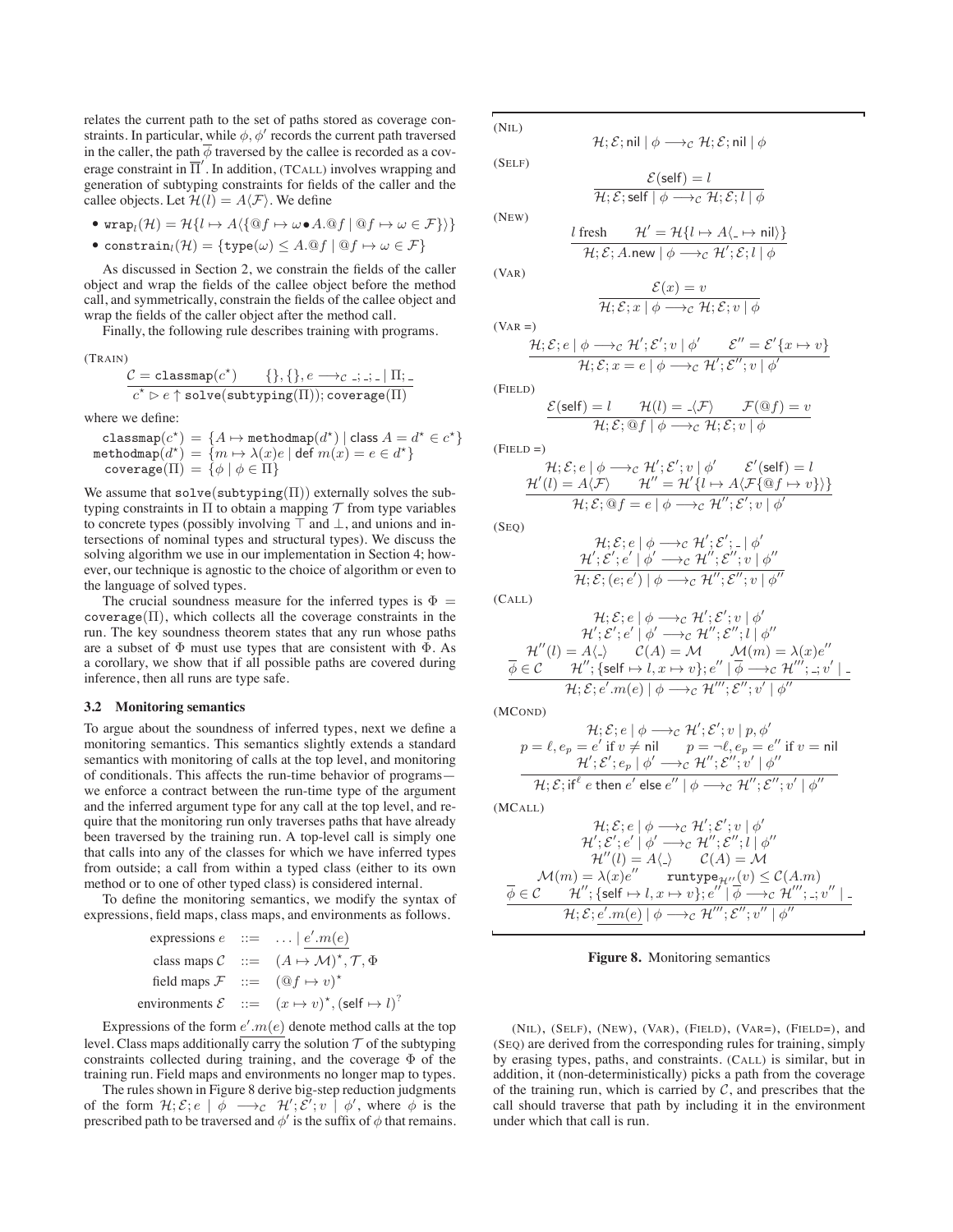relates the current path to the set of paths stored as coverage constraints. In particular, while $\phi, \phi'$ records the current path traversed in the caller, the path $\overline{\phi}$ traversed by the callee is recorded as a coverage constraint in $\overline{\Pi}'$. In addition, (TCALL) involves wrapping and generation of subtyping constraints for fields of the caller and the callee objects. Let $\mathcal{H}(l) = A\langle\mathcal{F}\rangle$. We define

- $\mathtt{wrap}_l(\mathcal{H}) = \mathcal{H}\{l \mapsto A\langle\{@f \mapsto \omega \bullet A.@f \mid @f \mapsto \omega \in \mathcal{F}\}\rangle\}$
- $\mathtt{constrain}_l(\mathcal{H}) = \{\mathtt{type}(\omega) \leq A.@f \mid @f \mapsto \omega \in \mathcal{F}\}$

As discussed in Section 2, we constrain the fields of the caller object and wrap the fields of the callee object before the method call, and symmetrically, constrain the fields of the callee object and wrap the fields of the caller object after the method call.

Finally, the following rule describes training with programs.

(TRAIN)

$$\frac{\mathcal{C} = \mathtt{classmap}(c^\star) \qquad \{\}, \{\}, e \longrightarrow_{\mathcal{C}} \_; \_; \_ \mid \Pi; \_}{c^\star \rhd e \uparrow \mathtt{solve}(\mathtt{subtyping}(\Pi)); \mathtt{coverage}(\Pi)}$$

where we define:

$$\begin{aligned}
\mathtt{classmap}(c^\star) &= \{A \mapsto \mathtt{methodmap}(d^\star) \mid \mathsf{class}\ A = d^\star \in c^\star\}\\
\mathtt{methodmap}(d^\star) &= \{m \mapsto \lambda(x)e \mid \mathsf{def}\ m(x) = e \in d^\star\}\\
\mathtt{coverage}(\Pi) &= \{\phi \mid \phi \in \Pi\}
\end{aligned}$$

We assume that $\mathtt{solve}(\mathtt{subtyping}(\Pi))$ externally solves the subtyping constraints in $\Pi$ to obtain a mapping $\mathcal{T}$ from type variables to concrete types (possibly involving $\top$ and $\bot$, and unions and intersections of nominal types and structural types). We discuss the solving algorithm we use in our implementation in Section 4; however, our technique is agnostic to the choice of algorithm or even to the language of solved types.

The crucial soundness measure for the inferred types is $\Phi = \mathtt{coverage}(\Pi)$, which collects all the coverage constraints in the run. The key soundness theorem states that any run whose paths are a subset of $\Phi$ must use types that are consistent with $\Phi$. As a corollary, we show that if all possible paths are covered during inference, then all runs are type safe.

### 3.2 Monitoring semantics

To argue about the soundness of inferred types, next we define a monitoring semantics. This semantics slightly extends a standard semantics with monitoring of calls at the top level, and monitoring of conditionals. This affects the run-time behavior of programs—we enforce a contract between the run-time type of the argument and the inferred argument type for any call at the top level, and require that the monitoring run only traverses paths that have already been traversed by the training run. A top-level call is simply one that calls into any of the classes for which we have inferred types from outside; a call from within a typed class (either to its own method or to one of other typed class) is considered internal.

To define the monitoring semantics, we modify the syntax of expressions, field maps, class maps, and environments as follows.

$$\begin{aligned}
\text{expressions } e &::= \ \ldots \mid \underline{e'.m(e)}\\
\text{class maps } \mathcal{C} &::= \ (A \mapsto \mathcal{M})^\star, \mathcal{T}, \Phi\\
\text{field maps } \mathcal{F} &::= \ (@f \mapsto v)^\star\\
\text{environments } \mathcal{E} &::= \ (x \mapsto v)^\star, (\mathsf{self} \mapsto l)^?
\end{aligned}$$

Expressions of the form $\underline{e'.m(e)}$ denote method calls at the top level. Class maps additionally carry the solution $\mathcal{T}$ of the subtyping constraints collected during training, and the coverage $\Phi$ of the training run. Field maps and environments no longer map to types.

The rules shown in Figure 8 derive big-step reduction judgments of the form $\mathcal{H}; \mathcal{E}; e \mid \phi \longrightarrow_{\mathcal{C}} \mathcal{H}'; \mathcal{E}'; v \mid \phi'$, where $\phi$ is the prescribed path to be traversed and $\phi'$ is the suffix of $\phi$ that remains.

(NIL)

$$\mathcal{H}; \mathcal{E}; \mathsf{nil} \mid \phi \longrightarrow_{\mathcal{C}} \mathcal{H}; \mathcal{E}; \mathsf{nil} \mid \phi$$

(SELF)

$$\frac{\mathcal{E}(\mathsf{self}) = l}{\mathcal{H}; \mathcal{E}; \mathsf{self} \mid \phi \longrightarrow_{\mathcal{C}} \mathcal{H}; \mathcal{E}; l \mid \phi}$$

(NEW)

$$\frac{l \text{ fresh} \qquad \mathcal{H}' = \mathcal{H}\{l \mapsto A\langle\_ \mapsto \mathsf{nil}\rangle\}}{\mathcal{H}; \mathcal{E}; A.\mathsf{new} \mid \phi \longrightarrow_{\mathcal{C}} \mathcal{H}'; \mathcal{E}; l \mid \phi}$$

(VAR)

$$\frac{\mathcal{E}(x) = v}{\mathcal{H}; \mathcal{E}; x \mid \phi \longrightarrow_{\mathcal{C}} \mathcal{H}; \mathcal{E}; v \mid \phi}$$

(VAR =)

$$\frac{\mathcal{H}; \mathcal{E}; e \mid \phi \longrightarrow_{\mathcal{C}} \mathcal{H}'; \mathcal{E}'; v \mid \phi' \qquad \mathcal{E}'' = \mathcal{E}'\{x \mapsto v\}}{\mathcal{H}; \mathcal{E}; x = e \mid \phi \longrightarrow_{\mathcal{C}} \mathcal{H}'; \mathcal{E}''; v \mid \phi'}$$

(FIELD)

$$\frac{\mathcal{E}(\mathsf{self}) = l \qquad \mathcal{H}(l) = \_\langle\mathcal{F}\rangle \qquad \mathcal{F}(@f) = v}{\mathcal{H}; \mathcal{E}; @f \mid \phi \longrightarrow_{\mathcal{C}} \mathcal{H}; \mathcal{E}; v \mid \phi}$$

(FIELD =)

$$\frac{\begin{array}{c}\mathcal{H}; \mathcal{E}; e \mid \phi \longrightarrow_{\mathcal{C}} \mathcal{H}'; \mathcal{E}'; v \mid \phi' \qquad \mathcal{E}'(\mathsf{self}) = l\\ \mathcal{H}'(l) = A\langle\mathcal{F}\rangle \qquad \mathcal{H}'' = \mathcal{H}'\{l \mapsto A\langle\mathcal{F}\{@f \mapsto v\}\rangle\}\end{array}}{\mathcal{H}; \mathcal{E}; @f = e \mid \phi \longrightarrow_{\mathcal{C}} \mathcal{H}''; \mathcal{E}'; v \mid \phi'}$$

(SEQ)

$$\frac{\begin{array}{c}\mathcal{H}; \mathcal{E}; e \mid \phi \longrightarrow_{\mathcal{C}} \mathcal{H}'; \mathcal{E}'; \_ \mid \phi'\\ \mathcal{H}'; \mathcal{E}'; e' \mid \phi' \longrightarrow_{\mathcal{C}} \mathcal{H}''; \mathcal{E}''; v \mid \phi''\end{array}}{\mathcal{H}; \mathcal{E}; (e; e') \mid \phi \longrightarrow_{\mathcal{C}} \mathcal{H}''; \mathcal{E}''; v \mid \phi''}$$

(CALL)

$$\frac{\begin{array}{c}\mathcal{H}; \mathcal{E}; e \mid \phi \longrightarrow_{\mathcal{C}} \mathcal{H}'; \mathcal{E}'; v \mid \phi'\\ \mathcal{H}'; \mathcal{E}'; e' \mid \phi' \longrightarrow_{\mathcal{C}} \mathcal{H}''; \mathcal{E}''; l \mid \phi''\\ \mathcal{H}''(l) = A\langle\_\rangle \qquad \mathcal{C}(A) = \mathcal{M} \qquad \mathcal{M}(m) = \lambda(x)e''\\ \overline{\phi} \in \mathcal{C} \qquad \mathcal{H}''; \{\mathsf{self} \mapsto l, x \mapsto v\}; e'' \mid \overline{\phi} \longrightarrow_{\mathcal{C}} \mathcal{H}'''; \_; v' \mid \_\end{array}}{\mathcal{H}; \mathcal{E}; e'.m(e) \mid \phi \longrightarrow_{\mathcal{C}} \mathcal{H}'''; \mathcal{E}''; v' \mid \phi''}$$

(MCOND)

$$\frac{\begin{array}{c}\mathcal{H}; \mathcal{E}; e \mid \phi \longrightarrow_{\mathcal{C}} \mathcal{H}'; \mathcal{E}'; v \mid p, \phi'\\ p = \ell, e_p = e' \text{ if } v \neq \mathsf{nil} \qquad p = \neg\ell, e_p = e'' \text{ if } v = \mathsf{nil}\\ \mathcal{H}'; \mathcal{E}'; e_p \mid \phi' \longrightarrow_{\mathcal{C}} \mathcal{H}''; \mathcal{E}''; v' \mid \phi''\end{array}}{\mathcal{H}; \mathcal{E}; \mathsf{if}^\ell\ e\ \mathsf{then}\ e'\ \mathsf{else}\ e'' \mid \phi \longrightarrow_{\mathcal{C}} \mathcal{H}''; \mathcal{E}''; v' \mid \phi''}$$

(MCALL)

$$\frac{\begin{array}{c}\mathcal{H}; \mathcal{E}; e \mid \phi \longrightarrow_{\mathcal{C}} \mathcal{H}'; \mathcal{E}'; v \mid \phi'\\ \mathcal{H}'; \mathcal{E}'; e' \mid \phi' \longrightarrow_{\mathcal{C}} \mathcal{H}''; \mathcal{E}''; l \mid \phi''\\ \mathcal{H}''(l) = A\langle\_\rangle \qquad \mathcal{C}(A) = \mathcal{M}\\ \mathcal{M}(m) = \lambda(x)e'' \qquad \mathtt{runtype}_{\mathcal{H}''}(v) \leq \mathcal{C}(A.m)\\ \overline{\phi} \in \mathcal{C} \qquad \mathcal{H}''; \{\mathsf{self} \mapsto l, x \mapsto v\}; e'' \mid \overline{\phi} \longrightarrow_{\mathcal{C}} \mathcal{H}'''; \_; v'' \mid \_\end{array}}{\mathcal{H}; \mathcal{E}; \underline{e'.m(e)} \mid \phi \longrightarrow_{\mathcal{C}} \mathcal{H}'''; \mathcal{E}''; v'' \mid \phi''}$$

**Figure 8.** Monitoring semantics

(NIL), (SELF), (NEW), (VAR), (FIELD), (VAR=), (FIELD=), and (SEQ) are derived from the corresponding rules for training, simply by erasing types, paths, and constraints. (CALL) is similar, but in addition, it (non-deterministically) picks a path from the coverage of the training run, which is carried by $\mathcal{C}$, and prescribes that the call should traverse that path by including it in the environment under which that call is run.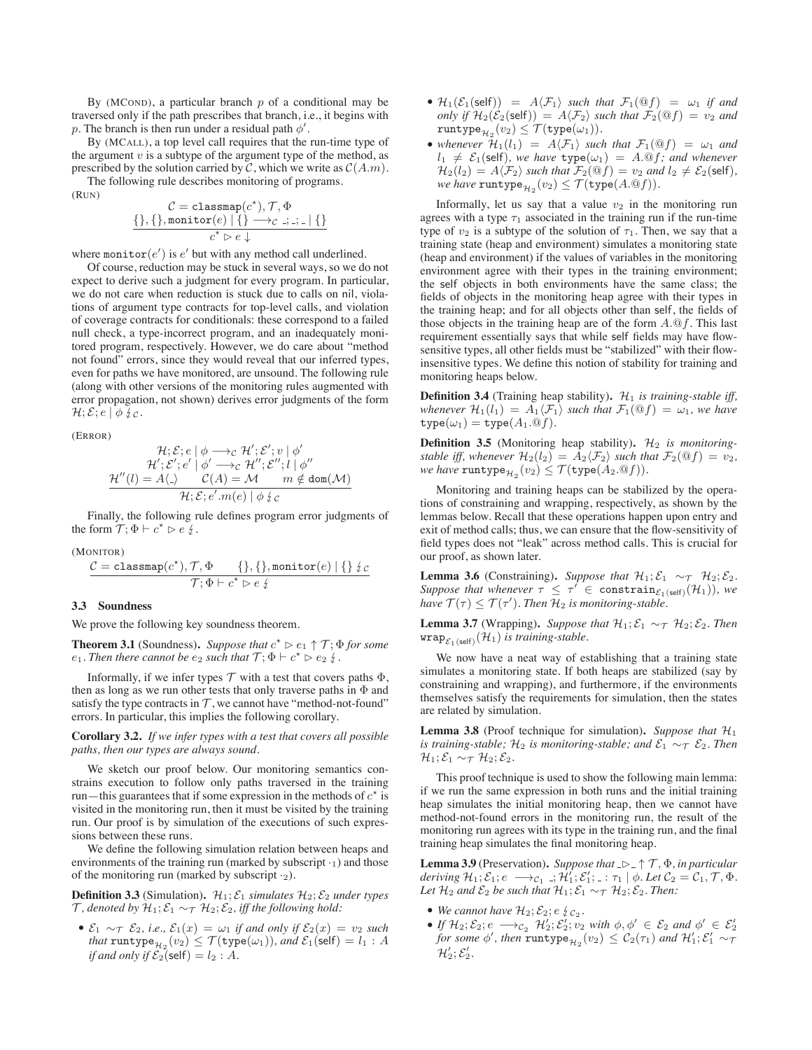By (MCOND), a particular branch $p$ of a conditional may be traversed only if the path prescribes that branch, i.e., it begins with $p$. The branch is then run under a residual path $\phi'$.

By (MCALL), a top level call requires that the run-time type of the argument $v$ is a subtype of the argument type of the method, as prescribed by the solution carried by $\mathcal{C}$, which we write as $\mathcal{C}(A.m)$.

The following rule describes monitoring of programs.

(RUN)

$$\frac{\mathcal{C} = \mathtt{classmap}(c^\star), \mathcal{T}, \Phi \qquad \{\}, \{\}, \mathtt{monitor}(e) \mid \{\} \longrightarrow_{\mathcal{C}} \_; \_; \_ \mid \{\}}{c^\star \rhd e \downarrow}$$

where $\mathtt{monitor}(e')$ is $e'$ but with any method call underlined.

Of course, reduction may be stuck in several ways, so we do not expect to derive such a judgment for every program. In particular, we do not care when reduction is stuck due to calls on nil, violations of argument type contracts for top-level calls, and violation of coverage contracts for conditionals: these correspond to a failed null check, a type-incorrect program, and an inadequately monitored program, respectively. However, we do care about "method not found" errors, since they would reveal that our inferred types, even for paths we have monitored, are unsound. The following rule (along with other versions of the monitoring rules augmented with error propagation, not shown) derives error judgments of the form $\mathcal{H}; \mathcal{E}; e \mid \phi \not\!\!\;\!\lightning_{\mathcal{C}}$.

(ERROR)

$$\frac{\begin{array}{c}\mathcal{H}; \mathcal{E}; e \mid \phi \longrightarrow_{\mathcal{C}} \mathcal{H}'; \mathcal{E}'; v \mid \phi' \\ \mathcal{H}'; \mathcal{E}'; e' \mid \phi' \longrightarrow_{\mathcal{C}} \mathcal{H}''; \mathcal{E}''; l \mid \phi'' \\ \mathcal{H}''(l) = A\langle \_ \rangle \qquad \mathcal{C}(A) = \mathcal{M} \qquad m \notin \mathsf{dom}(\mathcal{M})\end{array}}{\mathcal{H}; \mathcal{E}; e'.m(e) \mid \phi \not\lightning_{\mathcal{C}}}$$

Finally, the following rule defines program error judgments of the form $\mathcal{T}; \Phi \vdash c^\star \rhd e \not\lightning$.

(MONITOR)

$$\frac{\mathcal{C} = \mathtt{classmap}(c^\star), \mathcal{T}, \Phi \qquad \{\}, \{\}, \mathtt{monitor}(e) \mid \{\} \not\lightning_{\mathcal{C}}}{\mathcal{T}; \Phi \vdash c^\star \rhd e \not\lightning}$$

### 3.3 Soundness

We prove the following key soundness theorem.

**Theorem 3.1** (Soundness). *Suppose that $c^\star \rhd e_1 \uparrow \mathcal{T}; \Phi$ for some $e_1$. Then there cannot be $e_2$ such that $\mathcal{T}; \Phi \vdash c^\star \rhd e_2 \not\lightning$.*

Informally, if we infer types $\mathcal{T}$ with a test that covers paths $\Phi$, then as long as we run other tests that only traverse paths in $\Phi$ and satisfy the type contracts in $\mathcal{T}$, we cannot have "method-not-found" errors. In particular, this implies the following corollary.

**Corollary 3.2.** *If we infer types with a test that covers all possible paths, then our types are always sound.*

We sketch our proof below. Our monitoring semantics constrains execution to follow only paths traversed in the training run—this guarantees that if some expression in the methods of $c^\star$ is visited in the monitoring run, then it must be visited by the training run. Our proof is by simulation of the executions of such expressions between these runs.

We define the following simulation relation between heaps and environments of the training run (marked by subscript $\cdot_1$) and those of the monitoring run (marked by subscript $\cdot_2$).

**Definition 3.3** (Simulation). *$\mathcal{H}_1; \mathcal{E}_1$ simulates $\mathcal{H}_2; \mathcal{E}_2$ under types $\mathcal{T}$, denoted by $\mathcal{H}_1; \mathcal{E}_1 \sim_{\mathcal{T}} \mathcal{H}_2; \mathcal{E}_2$, iff the following hold:*

- *$\mathcal{E}_1 \sim_{\mathcal{T}} \mathcal{E}_2$, i.e., $\mathcal{E}_1(x) = \omega_1$ if and only if $\mathcal{E}_2(x) = v_2$ such that $\mathtt{runtype}_{\mathcal{H}_2}(v_2) \leq \mathcal{T}(\mathtt{type}(\omega_1))$, and $\mathcal{E}_1(\mathsf{self}) = l_1 : A$ if and only if $\mathcal{E}_2(\mathsf{self}) = l_2 : A$.*
- *$\mathcal{H}_1(\mathcal{E}_1(\mathsf{self})) = A\langle \mathcal{F}_1 \rangle$ such that $\mathcal{F}_1(@f) = \omega_1$ if and only if $\mathcal{H}_2(\mathcal{E}_2(\mathsf{self})) = A\langle \mathcal{F}_2 \rangle$ such that $\mathcal{F}_2(@f) = v_2$ and $\mathtt{runtype}_{\mathcal{H}_2}(v_2) \leq \mathcal{T}(\mathtt{type}(\omega_1))$.*
- *whenever $\mathcal{H}_1(l_1) = A\langle \mathcal{F}_1 \rangle$ such that $\mathcal{F}_1(@f) = \omega_1$ and $l_1 \neq \mathcal{E}_1(\mathsf{self})$, we have $\mathtt{type}(\omega_1) = A.@f$; and whenever $\mathcal{H}_2(l_2) = A\langle \mathcal{F}_2 \rangle$ such that $\mathcal{F}_2(@f) = v_2$ and $l_2 \neq \mathcal{E}_2(\mathsf{self})$, we have $\mathtt{runtype}_{\mathcal{H}_2}(v_2) \leq \mathcal{T}(\mathtt{type}(A.@f))$.*

Informally, let us say that a value $v_2$ in the monitoring run agrees with a type $\tau_1$ associated in the training run if the run-time type of $v_2$ is a subtype of the solution of $\tau_1$. Then, we say that a training state (heap and environment) simulates a monitoring state (heap and environment) if the values of variables in the monitoring environment agree with their types in the training environment; the self objects in both environments have the same class; the fields of objects in the monitoring heap agree with their types in the training heap; and for all objects other than self, the fields of those objects in the training heap are of the form $A.@f$. This last requirement essentially says that while self fields may have flow-sensitive types, all other fields must be "stabilized" with their flow-insensitive types. We define this notion of stability for training and monitoring heaps below.

**Definition 3.4** (Training heap stability). *$\mathcal{H}_1$ is training-stable iff, whenever $\mathcal{H}_1(l_1) = A_1\langle \mathcal{F}_1 \rangle$ such that $\mathcal{F}_1(@f) = \omega_1$, we have $\mathtt{type}(\omega_1) = \mathtt{type}(A_1.@f)$.*

**Definition 3.5** (Monitoring heap stability). *$\mathcal{H}_2$ is monitoring-stable iff, whenever $\mathcal{H}_2(l_2) = A_2\langle \mathcal{F}_2 \rangle$ such that $\mathcal{F}_2(@f) = v_2$, we have $\mathtt{runtype}_{\mathcal{H}_2}(v_2) \leq \mathcal{T}(\mathtt{type}(A_2.@f))$.*

Monitoring and training heaps can be stabilized by the operations of constraining and wrapping, respectively, as shown by the lemmas below. Recall that these operations happen upon entry and exit of method calls; thus, we can ensure that the flow-sensitivity of field types does not "leak" across method calls. This is crucial for our proof, as shown later.

**Lemma 3.6** (Constraining). *Suppose that $\mathcal{H}_1; \mathcal{E}_1 \sim_{\mathcal{T}} \mathcal{H}_2; \mathcal{E}_2$. Suppose that whenever $\tau \leq \tau' \in \mathtt{constrain}_{\mathcal{E}_1(\mathsf{self})}(\mathcal{H}_1)$, we have $\mathcal{T}(\tau) \leq \mathcal{T}(\tau')$. Then $\mathcal{H}_2$ is monitoring-stable.*

**Lemma 3.7** (Wrapping). *Suppose that $\mathcal{H}_1; \mathcal{E}_1 \sim_{\mathcal{T}} \mathcal{H}_2; \mathcal{E}_2$. Then $\mathtt{wrap}_{\mathcal{E}_1(\mathsf{self})}(\mathcal{H}_1)$ is training-stable.*

We now have a neat way of establishing that a training state simulates a monitoring state. If both heaps are stabilized (say by constraining and wrapping), and furthermore, if the environments themselves satisfy the requirements for simulation, then the states are related by simulation.

**Lemma 3.8** (Proof technique for simulation). *Suppose that $\mathcal{H}_1$ is training-stable; $\mathcal{H}_2$ is monitoring-stable; and $\mathcal{E}_1 \sim_{\mathcal{T}} \mathcal{E}_2$. Then $\mathcal{H}_1; \mathcal{E}_1 \sim_{\mathcal{T}} \mathcal{H}_2; \mathcal{E}_2$.*

This proof technique is used to show the following main lemma: if we run the same expression in both runs and the initial training heap simulates the initial monitoring heap, then we cannot have method-not-found errors in the monitoring run, the result of the monitoring run agrees with its type in the training run, and the final training heap simulates the final monitoring heap.

**Lemma 3.9** (Preservation). *Suppose that $\_ \rhd \_ \uparrow \mathcal{T}, \Phi$, in particular deriving $\mathcal{H}_1; \mathcal{E}_1; e \longrightarrow_{\mathcal{C}_1} \_; \mathcal{H}_1'; \mathcal{E}_1'; \_ : \tau_1 \mid \phi$. Let $\mathcal{C}_2 = \mathcal{C}_1, \mathcal{T}, \Phi$. Let $\mathcal{H}_2$ and $\mathcal{E}_2$ be such that $\mathcal{H}_1; \mathcal{E}_1 \sim_{\mathcal{T}} \mathcal{H}_2; \mathcal{E}_2$. Then:*

- *We cannot have $\mathcal{H}_2; \mathcal{E}_2; e \not\lightning_{\mathcal{C}_2}$.*
- *If $\mathcal{H}_2; \mathcal{E}_2; e \longrightarrow_{\mathcal{C}_2} \mathcal{H}_2'; \mathcal{E}_2'; v_2$ with $\phi, \phi' \in \mathcal{E}_2$ and $\phi' \in \mathcal{E}_2'$ for some $\phi'$, then $\mathtt{runtype}_{\mathcal{H}_2}(v_2) \leq \mathcal{C}_2(\tau_1)$ and $\mathcal{H}_1'; \mathcal{E}_1' \sim_{\mathcal{T}} \mathcal{H}_2'; \mathcal{E}_2'$.*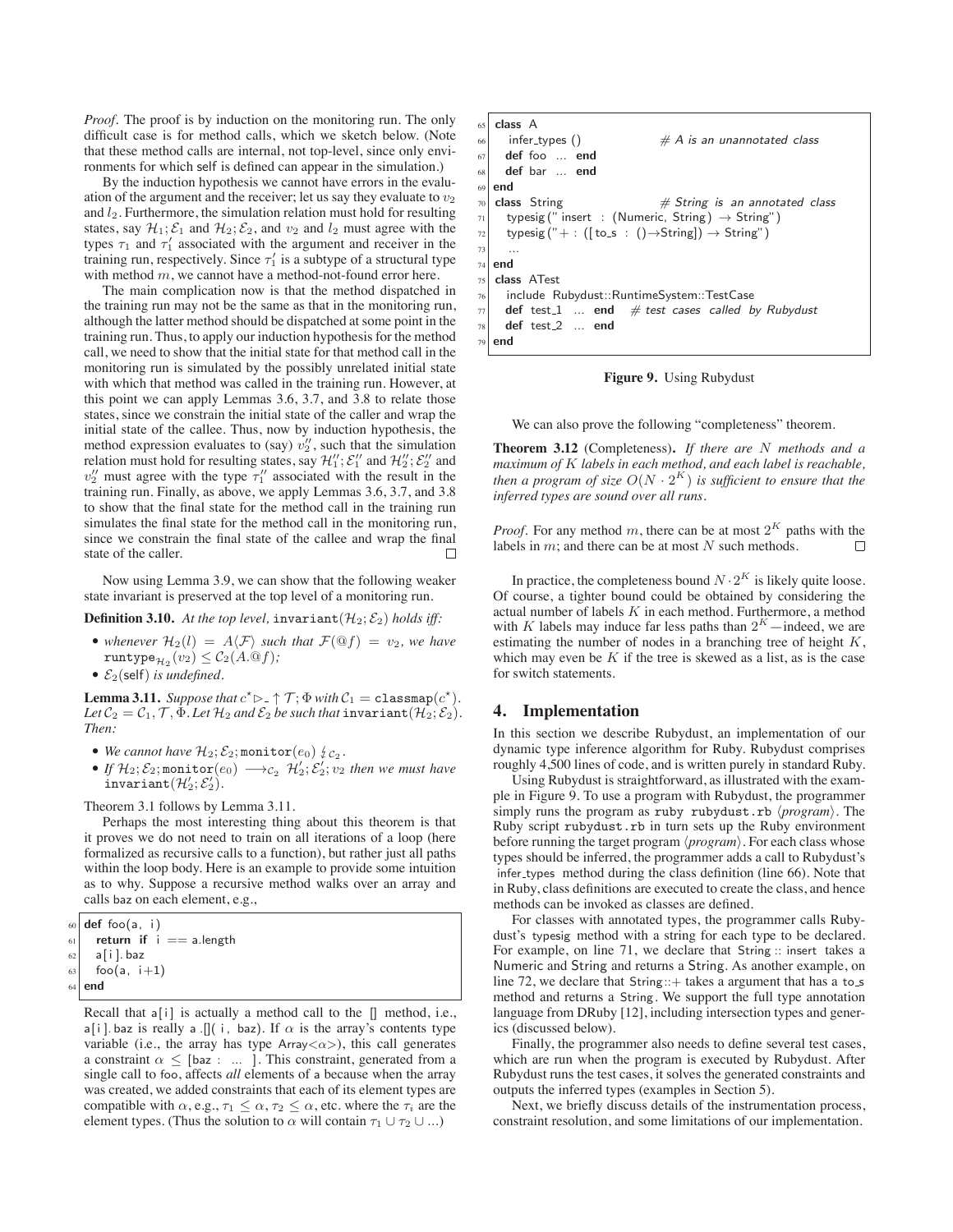*Proof*. The proof is by induction on the monitoring run. The only difficult case is for method calls, which we sketch below. (Note that these method calls are internal, not top-level, since only environments for which self is defined can appear in the simulation.)

By the induction hypothesis we cannot have errors in the evaluation of the argument and the receiver; let us say they evaluate to $v_2$ and $l_2$. Furthermore, the simulation relation must hold for resulting states, say $\mathcal{H}_1; \mathcal{E}_1$ and $\mathcal{H}_2; \mathcal{E}_2$, and $v_2$ and $l_2$ must agree with the types $\tau_1$ and $\tau_1'$ associated with the argument and receiver in the training run, respectively. Since $\tau_1'$ is a subtype of a structural type with method $m$, we cannot have a method-not-found error here.

The main complication now is that the method dispatched in the training run may not be the same as that in the monitoring run, although the latter method should be dispatched at some point in the training run. Thus, to apply our induction hypothesis for the method call, we need to show that the initial state for that method call in the monitoring run is simulated by the possibly unrelated initial state with which that method was called in the training run. However, at this point we can apply Lemmas 3.6, 3.7, and 3.8 to relate those states, since we constrain the initial state of the caller and wrap the initial state of the callee. Thus, now by induction hypothesis, the method expression evaluates to (say) $v_2''$, such that the simulation relation must hold for resulting states, say $\mathcal{H}_1''; \mathcal{E}_1''$ and $\mathcal{H}_2''; \mathcal{E}_2''$ and $v_2''$ must agree with the type $\tau_1''$ associated with the result in the training run. Finally, as above, we apply Lemmas 3.6, 3.7, and 3.8 to show that the final state for the method call in the training run simulates the final state for the method call in the monitoring run, since we constrain the final state of the callee and wrap the final state of the caller. □

Now using Lemma 3.9, we can show that the following weaker state invariant is preserved at the top level of a monitoring run.

**Definition 3.10.** *At the top level,* $\texttt{invariant}(\mathcal{H}_2; \mathcal{E}_2)$ *holds iff:*

- *whenever* $\mathcal{H}_2(l) = A\langle\mathcal{F}\rangle$ *such that* $\mathcal{F}(@f) = v_2$*, we have* $\texttt{runtype}_{\mathcal{H}_2}(v_2) \leq \mathcal{C}_2(A.@f)$*;*
- $\mathcal{E}_2(\mathsf{self})$ *is undefined.*

**Lemma 3.11.** *Suppose that* $c^\star \rhd_- \uparrow \mathcal{T}; \Phi$ *with* $\mathcal{C}_1 = \texttt{classmap}(c^\star)$*. Let* $\mathcal{C}_2 = \mathcal{C}_1, \mathcal{T}, \Phi$*. Let* $\mathcal{H}_2$ *and* $\mathcal{E}_2$ *be such that* $\texttt{invariant}(\mathcal{H}_2; \mathcal{E}_2)$*. Then:*

- *We cannot have* $\mathcal{H}_2; \mathcal{E}_2; \texttt{monitor}(e_0) \not\downarrow_{\mathcal{C}_2}$*.*
- *If* $\mathcal{H}_2; \mathcal{E}_2; \texttt{monitor}(e_0) \longrightarrow_{\mathcal{C}_2} \mathcal{H}_2'; \mathcal{E}_2'; v_2$ *then we must have* $\texttt{invariant}(\mathcal{H}_2'; \mathcal{E}_2')$*.*

Theorem 3.1 follows by Lemma 3.11.

Perhaps the most interesting thing about this theorem is that it proves we do not need to train on all iterations of a loop (here formalized as recursive calls to a function), but rather just all paths within the loop body. Here is an example to provide some intuition as to why. Suppose a recursive method walks over an array and calls baz on each element, e.g.,

```
60  def foo(a, i)
61    return if i == a.length
62    a[i].baz
63    foo(a, i+1)
64  end
```

Recall that a[i] is actually a method call to the [] method, i.e., a[i].baz is really a.[](i, baz). If $\alpha$ is the array's contents type variable (i.e., the array has type Array<$\alpha$>), this call generates a constraint $\alpha \leq$ [baz : ...]. This constraint, generated from a single call to foo, affects *all* elements of a because when the array was created, we added constraints that each of its element types are compatible with $\alpha$, e.g., $\tau_1 \leq \alpha$, $\tau_2 \leq \alpha$, etc. where the $\tau_i$ are the element types. (Thus the solution to $\alpha$ will contain $\tau_1 \cup \tau_2 \cup ...$)

```
65  class A
66    infer_types ()              # A is an unannotated class
67    def foo ... end
68    def bar ... end
69  end
70  class String                  # String is an annotated class
71    typesig (" insert : (Numeric, String) → String")
72    typesig ("+ : ([to_s : ()→String]) → String")
73    ...
74  end
75  class ATest
76    include Rubydust::RuntimeSystem::TestCase
77    def test_1 ... end    # test cases called by Rubydust
78    def test_2 ... end
79  end
```

**Figure 9.** Using Rubydust

We can also prove the following "completeness" theorem.

**Theorem 3.12** (Completeness)**.** *If there are* $N$ *methods and a maximum of* $K$ *labels in each method, and each label is reachable, then a program of size* $O(N \cdot 2^K)$ *is sufficient to ensure that the inferred types are sound over all runs.*

*Proof*. For any method $m$, there can be at most $2^K$ paths with the labels in $m$; and there can be at most $N$ such methods. □

In practice, the completeness bound $N \cdot 2^K$ is likely quite loose. Of course, a tighter bound could be obtained by considering the actual number of labels $K$ in each method. Furthermore, a method with $K$ labels may induce far less paths than $2^K$—indeed, we are estimating the number of nodes in a branching tree of height $K$, which may even be $K$ if the tree is skewed as a list, as is the case for switch statements.

## 4. Implementation

In this section we describe Rubydust, an implementation of our dynamic type inference algorithm for Ruby. Rubydust comprises roughly 4,500 lines of code, and is written purely in standard Ruby.

Using Rubydust is straightforward, as illustrated with the example in Figure 9. To use a program with Rubydust, the programmer simply runs the program as `ruby rubydust.rb` ⟨*program*⟩. The Ruby script `rubydust.rb` in turn sets up the Ruby environment before running the target program ⟨*program*⟩. For each class whose types should be inferred, the programmer adds a call to Rubydust's infer_types method during the class definition (line 66). Note that in Ruby, class definitions are executed to create the class, and hence methods can be invoked as classes are defined.

For classes with annotated types, the programmer calls Rubydust's typesig method with a string for each type to be declared. For example, on line 71, we declare that String::insert takes a Numeric and String and returns a String. As another example, on line 72, we declare that String::+ takes a argument that has a to_s method and returns a String. We support the full type annotation language from DRuby [12], including intersection types and generics (discussed below).

Finally, the programmer also needs to define several test cases, which are run when the program is executed by Rubydust. After Rubydust runs the test cases, it solves the generated constraints and outputs the inferred types (examples in Section 5).

Next, we briefly discuss details of the instrumentation process, constraint resolution, and some limitations of our implementation.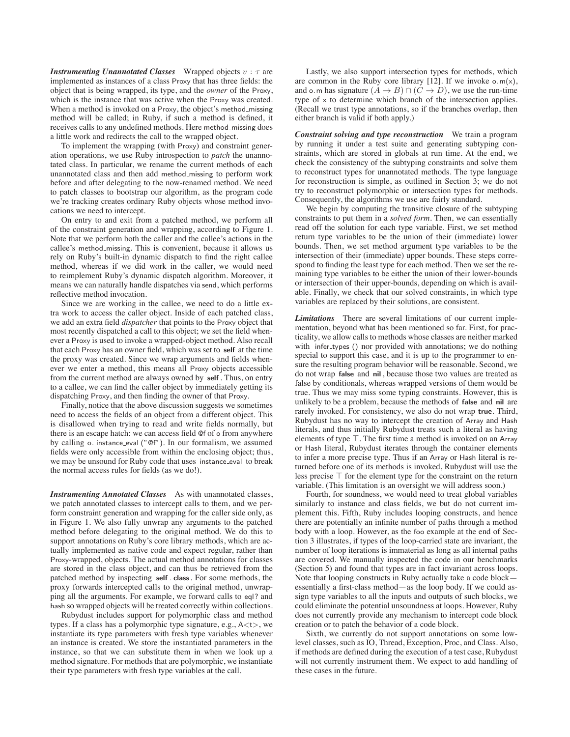***Instrumenting Unannotated Classes*** Wrapped objects $v : \tau$ are implemented as instances of a class Proxy that has three fields: the object that is being wrapped, its type, and the *owner* of the Proxy, which is the instance that was active when the Proxy was created. When a method is invoked on a Proxy, the object's method_missing method will be called; in Ruby, if such a method is defined, it receives calls to any undefined methods. Here method_missing does a little work and redirects the call to the wrapped object.

To implement the wrapping (with Proxy) and constraint generation operations, we use Ruby introspection to *patch* the unannotated class. In particular, we rename the current methods of each unannotated class and then add method_missing to perform work before and after delegating to the now-renamed method. We need to patch classes to bootstrap our algorithm, as the program code we're tracking creates ordinary Ruby objects whose method invocations we need to intercept.

On entry to and exit from a patched method, we perform all of the constraint generation and wrapping, according to Figure 1. Note that we perform both the caller and the callee's actions in the callee's method_missing. This is convenient, because it allows us rely on Ruby's built-in dynamic dispatch to find the right callee method, whereas if we did work in the caller, we would need to reimplement Ruby's dynamic dispatch algorithm. Moreover, it means we can naturally handle dispatches via send, which performs reflective method invocation.

Since we are working in the callee, we need to do a little extra work to access the caller object. Inside of each patched class, we add an extra field *dispatcher* that points to the Proxy object that most recently dispatched a call to this object; we set the field whenever a Proxy is used to invoke a wrapped-object method. Also recall that each Proxy has an owner field, which was set to **self** at the time the proxy was created. Since we wrap arguments and fields whenever we enter a method, this means all Proxy objects accessible from the current method are always owned by **self**. Thus, on entry to a callee, we can find the caller object by immediately getting its dispatching Proxy, and then finding the owner of that Proxy.

Finally, notice that the above discussion suggests we sometimes need to access the fields of an object from a different object. This is disallowed when trying to read and write fields normally, but there is an escape hatch: we can access field @f of o from anywhere by calling o. instance_eval ("@f"). In our formalism, we assumed fields were only accessible from within the enclosing object; thus, we may be unsound for Ruby code that uses instance_eval to break the normal access rules for fields (as we do!).

***Instrumenting Annotated Classes*** As with unannotated classes, we patch annotated classes to intercept calls to them, and we perform constraint generation and wrapping for the caller side only, as in Figure 1. We also fully unwrap any arguments to the patched method before delegating to the original method. We do this to support annotations on Ruby's core library methods, which are actually implemented as native code and expect regular, rather than Proxy-wrapped, objects. The actual method annotations for classes are stored in the class object, and can thus be retrieved from the patched method by inspecting **self** . **class**. For some methods, the proxy forwards intercepted calls to the original method, unwrapping all the arguments. For example, we forward calls to eql? and hash so wrapped objects will be treated correctly within collections.

Rubydust includes support for polymorphic class and method types. If a class has a polymorphic type signature, e.g., A<t>, we instantiate its type parameters with fresh type variables whenever an instance is created. We store the instantiated parameters in the instance, so that we can substitute them in when we look up a method signature. For methods that are polymorphic, we instantiate their type parameters with fresh type variables at the call.

Lastly, we also support intersection types for methods, which are common in the Ruby core library [12]. If we invoke o.m(x), and o.m has signature $(A \to B) \cap (C \to D)$, we use the run-time type of x to determine which branch of the intersection applies. (Recall we trust type annotations, so if the branches overlap, then either branch is valid if both apply.)

***Constraint solving and type reconstruction*** We train a program by running it under a test suite and generating subtyping constraints, which are stored in globals at run time. At the end, we check the consistency of the subtyping constraints and solve them to reconstruct types for unannotated methods. The type language for reconstruction is simple, as outlined in Section 3; we do not try to reconstruct polymorphic or intersection types for methods. Consequently, the algorithms we use are fairly standard.

We begin by computing the transitive closure of the subtyping constraints to put them in a *solved form*. Then, we can essentially read off the solution for each type variable. First, we set method return type variables to be the union of their (immediate) lower bounds. Then, we set method argument type variables to be the intersection of their (immediate) upper bounds. These steps correspond to finding the least type for each method. Then we set the remaining type variables to be either the union of their lower-bounds or intersection of their upper-bounds, depending on which is available. Finally, we check that our solved constraints, in which type variables are replaced by their solutions, are consistent.

***Limitations*** There are several limitations of our current implementation, beyond what has been mentioned so far. First, for practicality, we allow calls to methods whose classes are neither marked with infer_types () nor provided with annotations; we do nothing special to support this case, and it is up to the programmer to ensure the resulting program behavior will be reasonable. Second, we do not wrap **false** and **nil**, because those two values are treated as false by conditionals, whereas wrapped versions of them would be true. Thus we may miss some typing constraints. However, this is unlikely to be a problem, because the methods of **false** and **nil** are rarely invoked. For consistency, we also do not wrap **true**. Third, Rubydust has no way to intercept the creation of Array and Hash literals, and thus initially Rubydust treats such a literal as having elements of type $\top$. The first time a method is invoked on an Array or Hash literal, Rubydust iterates through the container elements to infer a more precise type. Thus if an Array or Hash literal is returned before one of its methods is invoked, Rubydust will use the less precise $\top$ for the element type for the constraint on the return variable. (This limitation is an oversight we will address soon.)

Fourth, for soundness, we would need to treat global variables similarly to instance and class fields, we but do not current implement this. Fifth, Ruby includes looping constructs, and hence there are potentially an infinite number of paths through a method body with a loop. However, as the foo example at the end of Section 3 illustrates, if types of the loop-carried state are invariant, the number of loop iterations is immaterial as long as all internal paths are covered. We manually inspected the code in our benchmarks (Section 5) and found that types are in fact invariant across loops. Note that looping constructs in Ruby actually take a code block—essentially a first-class method—as the loop body. If we could assign type variables to all the inputs and outputs of such blocks, we could eliminate the potential unsoundness at loops. However, Ruby does not currently provide any mechanism to intercept code block creation or to patch the behavior of a code block.

Sixth, we currently do not support annotations on some low-level classes, such as IO, Thread, Exception, Proc, and Class. Also, if methods are defined during the execution of a test case, Rubydust will not currently instrument them. We expect to add handling of these cases in the future.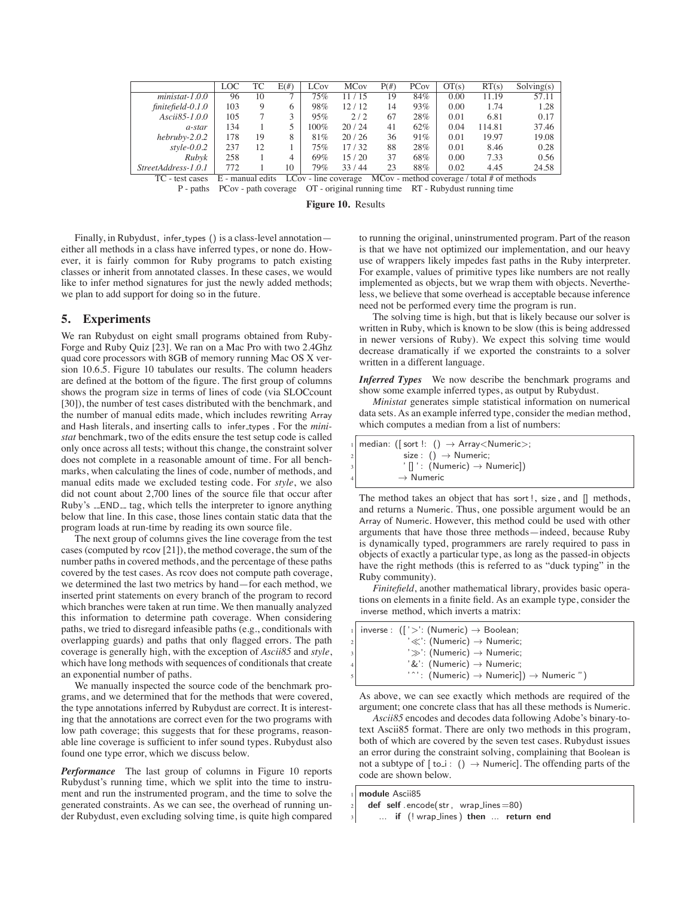|  | LOC | TC | E(#) | LCov | MCov | P(#) | PCov | OT(s) | RT(s) | Solving(s) |
|---|---|---|---|---|---|---|---|---|---|---|
| *ministat-1.0.0* | 96 | 10 | 7 | 75% | 11 / 15 | 19 | 84% | 0.00 | 11.19 | 57.11 |
| *finitefield-0.1.0* | 103 | 9 | 6 | 98% | 12 / 12 | 14 | 93% | 0.00 | 1.74 | 1.28 |
| *Ascii85-1.0.0* | 105 | 7 | 3 | 95% | 2 / 2 | 67 | 28% | 0.01 | 6.81 | 0.17 |
| *a-star* | 134 | 1 | 5 | 100% | 20 / 24 | 41 | 62% | 0.04 | 114.81 | 37.46 |
| *hebruby-2.0.2* | 178 | 19 | 8 | 81% | 20 / 26 | 36 | 91% | 0.01 | 19.97 | 19.08 |
| *style-0.0.2* | 237 | 12 | 1 | 75% | 17 / 32 | 88 | 28% | 0.01 | 8.46 | 0.28 |
| *Rubyk* | 258 | 1 | 4 | 69% | 15 / 20 | 37 | 68% | 0.00 | 7.33 | 0.56 |
| *StreetAddress-1.0.1* | 772 | 1 | 10 | 79% | 33 / 44 | 23 | 88% | 0.02 | 4.45 | 24.58 |

TC - test cases E - manual edits LCov - line coverage MCov - method coverage / total # of methods
P - paths PCov - path coverage OT - original running time RT - Rubydust running time

**Figure 10.** Results

Finally, in Rubydust, infer_types () is a class-level annotation—either all methods in a class have inferred types, or none do. However, it is fairly common for Ruby programs to patch existing classes or inherit from annotated classes. In these cases, we would like to infer method signatures for just the newly added methods; we plan to add support for doing so in the future.

## 5. Experiments

We ran Rubydust on eight small programs obtained from RubyForge and Ruby Quiz [23]. We ran on a Mac Pro with two 2.4Ghz quad core processors with 8GB of memory running Mac OS X version 10.6.5. Figure 10 tabulates our results. The column headers are defined at the bottom of the figure. The first group of columns shows the program size in terms of lines of code (via SLOCcount [30]), the number of test cases distributed with the benchmark, and the number of manual edits made, which includes rewriting Array and Hash literals, and inserting calls to infer_types . For the *ministat* benchmark, two of the edits ensure the test setup code is called only once across all tests; without this change, the constraint solver does not complete in a reasonable amount of time. For all benchmarks, when calculating the lines of code, number of methods, and manual edits made we excluded testing code. For *style*, we also did not count about 2,700 lines of the source file that occur after Ruby's __END__ tag, which tells the interpreter to ignore anything below that line. In this case, those lines contain static data that the program loads at run-time by reading its own source file.

The next group of columns gives the line coverage from the test cases (computed by rcov [21]), the method coverage, the sum of the number paths in covered methods, and the percentage of these paths covered by the test cases. As rcov does not compute path coverage, we determined the last two metrics by hand—for each method, we inserted print statements on every branch of the program to record which branches were taken at run time. We then manually analyzed this information to determine path coverage. When considering paths, we tried to disregard infeasible paths (e.g., conditionals with overlapping guards) and paths that only flagged errors. The path coverage is generally high, with the exception of *Ascii85* and *style*, which have long methods with sequences of conditionals that create an exponential number of paths.

We manually inspected the source code of the benchmark programs, and we determined that for the methods that were covered, the type annotations inferred by Rubydust are correct. It is interesting that the annotations are correct even for the two programs with low path coverage; this suggests that for these programs, reasonable line coverage is sufficient to infer sound types. Rubydust also found one type error, which we discuss below.

***Performance*** The last group of columns in Figure 10 reports Rubydust's running time, which we split into the time to instrument and run the instrumented program, and the time to solve the generated constraints. As we can see, the overhead of running under Rubydust, even excluding solving time, is quite high compared to running the original, uninstrumented program. Part of the reason is that we have not optimized our implementation, and our heavy use of wrappers likely impedes fast paths in the Ruby interpreter. For example, values of primitive types like numbers are not really implemented as objects, but we wrap them with objects. Nevertheless, we believe that some overhead is acceptable because inference need not be performed every time the program is run.

The solving time is high, but that is likely because our solver is written in Ruby, which is known to be slow (this is being addressed in newer versions of Ruby). We expect this solving time would decrease dramatically if we exported the constraints to a solver written in a different language.

***Inferred Types*** We now describe the benchmark programs and show some example inferred types, as output by Rubydust.

*Ministat* generates simple statistical information on numerical data sets. As an example inferred type, consider the median method, which computes a median from a list of numbers:

```
median: ([ sort !:  () → Array<Numeric>;
           size :  () → Numeric;
           ' [] ' :  (Numeric) → Numeric])
         → Numeric
```

The method takes an object that has sort !, size , and [] methods, and returns a Numeric. Thus, one possible argument would be an Array of Numeric. However, this method could be used with other arguments that have those three methods—indeed, because Ruby is dynamically typed, programmers are rarely required to pass in objects of exactly a particular type, as long as the passed-in objects have the right methods (this is referred to as "duck typing" in the Ruby community).

*Finitefield*, another mathematical library, provides basic operations on elements in a finite field. As an example type, consider the inverse method, which inverts a matrix:

```
inverse :  ([ '>': (Numeric) → Boolean;
             '≪': (Numeric) → Numeric;
             '≫': (Numeric) → Numeric;
             '&': (Numeric) → Numeric;
             '^': (Numeric) → Numeric]) → Numeric ")
```

As above, we can see exactly which methods are required of the argument; one concrete class that has all these methods is Numeric.

*Ascii85* encodes and decodes data following Adobe's binary-to-text Ascii85 format. There are only two methods in this program, both of which are covered by the seven test cases. Rubydust issues an error during the constraint solving, complaining that Boolean is not a subtype of [ to_i : () → Numeric]. The offending parts of the code are shown below.

```
module Ascii85
  def self .encode(str , wrap_lines =80)
    ... if (! wrap_lines ) then ... return end
```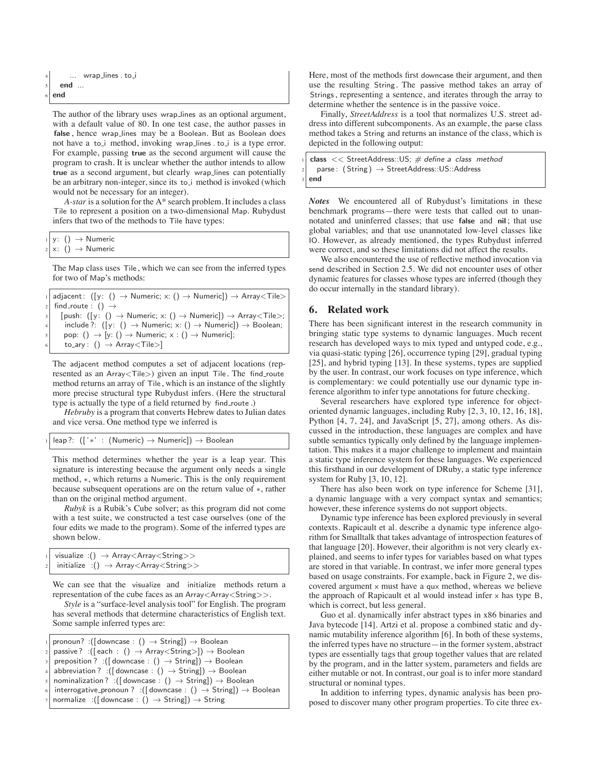```
4        ... wrap_lines . to_i
5     end ...
6 end
```

The author of the library uses wrap_lines as an optional argument, with a default value of 80. In one test case, the author passes in **false**, hence wrap_lines may be a Boolean. But as Boolean does not have a to_i method, invoking wrap_lines . to_i is a type error. For example, passing **true** as the second argument will cause the program to crash. It is unclear whether the author intends to allow **true** as a second argument, but clearly wrap_lines can potentially be an arbitrary non-integer, since its to_i method is invoked (which would not be necessary for an integer).

*A-star* is a solution for the A* search problem. It includes a class Tile to represent a position on a two-dimensional Map. Rubydust infers that two of the methods to Tile have types:

```
1 y: () → Numeric
2 x: () → Numeric
```

The Map class uses Tile, which we can see from the inferred types for two of Map's methods:

```
1 adjacent: ([y: () → Numeric; x: () → Numeric]) → Array<Tile>
2 find_route : () →
3   [push: ([y: () → Numeric; x: () → Numeric]) → Array<Tile>;
4    include ?: ([y: () → Numeric; x: () → Numeric]) → Boolean;
5    pop: () → [y: () → Numeric; x : () → Numeric];
6    to_ary: () → Array<Tile>]
```

The adjacent method computes a set of adjacent locations (represented as an Array<Tile>) given an input Tile. The find_route method returns an array of Tile, which is an instance of the slightly more precise structural type Rubydust infers. (Here the structural type is actually the type of a field returned by find_route.)

*Hebruby* is a program that converts Hebrew dates to Julian dates and vice versa. One method type we inferred is

```
1 leap?: (['*' : (Numeric) → Numeric]) → Boolean
```

This method determines whether the year is a leap year. This signature is interesting because the argument only needs a single method, *, which returns a Numeric. This is the only requirement because subsequent operations are on the return value of *, rather than on the original method argument.

*Rubyk* is a Rubik's Cube solver; as this program did not come with a test suite, we constructed a test case ourselves (one of the four edits we made to the program). Some of the inferred types are shown below.

```
1 visualize :() → Array<Array<String>>
2 initialize :() → Array<Array<String>>
```

We can see that the visualize and initialize methods return a representation of the cube faces as an Array<Array<String>>.

*Style* is a "surface-level analysis tool" for English. The program has several methods that determine characteristics of English text. Some sample inferred types are:

```
1 pronoun? :([downcase : () → String]) → Boolean
2 passive? :([each : () → Array<String>]) → Boolean
3 preposition ? :([downcase : () → String]) → Boolean
4 abbreviation ? :([downcase : () → String]) → Boolean
5 nominalization ? :([downcase : () → String]) → Boolean
6 interrogative_pronoun ? :([downcase : () → String]) → Boolean
7 normalize :([downcase : () → String]) → String
```

Here, most of the methods first downcase their argument, and then use the resulting String. The passive method takes an array of Strings, representing a sentence, and iterates through the array to determine whether the sentence is in the passive voice.

Finally, *StreetAddress* is a tool that normalizes U.S. street address into different subcomponents. As an example, the parse class method takes a String and returns an instance of the class, which is depicted in the following output:

```
1 class << StreetAddress::US; # define a class method
2   parse: (String) → StreetAddress::US::Address
3 end
```

***Notes*** We encountered all of Rubydust's limitations in these benchmark programs—there were tests that called out to unannotated and uninferred classes; that use **false** and **nil**; that use global variables; and that use unannotated low-level classes like IO. However, as already mentioned, the types Rubydust inferred were correct, and so these limitations did not affect the results.

We also encountered the use of reflective method invocation via send described in Section 2.5. We did not encounter uses of other dynamic features for classes whose types are inferred (though they do occur internally in the standard library).

## 6. Related work

There has been significant interest in the research community in bringing static type systems to dynamic languages. Much recent research has developed ways to mix typed and untyped code, e.g., via quasi-static typing [26], occurrence typing [29], gradual typing [25], and hybrid typing [13]. In these systems, types are supplied by the user. In contrast, our work focuses on type inference, which is complementary: we could potentially use our dynamic type inference algorithm to infer type annotations for future checking.

Several researchers have explored type inference for object-oriented dynamic languages, including Ruby [2, 3, 10, 12, 16, 18], Python [4, 7, 24], and JavaScript [5, 27], among others. As discussed in the introduction, these languages are complex and have subtle semantics typically only defined by the language implementation. This makes it a major challenge to implement and maintain a static type inference system for these languages. We experienced this firsthand in our development of DRuby, a static type inference system for Ruby [3, 10, 12].

There has also been work on type inference for Scheme [31], a dynamic language with a very compact syntax and semantics; however, these inference systems do not support objects.

Dynamic type inference has been explored previously in several contexts. Rapicault et al. describe a dynamic type inference algorithm for Smalltalk that takes advantage of introspection features of that language [20]. However, their algorithm is not very clearly explained, and seems to infer types for variables based on what types are stored in that variable. In contrast, we infer more general types based on usage constraints. For example, back in Figure 2, we discovered argument x must have a qux method, whereas we believe the approach of Rapicault et al would instead infer x has type B, which is correct, but less general.

Guo et al. dynamically infer abstract types in x86 binaries and Java bytecode [14]. Artzi et al. propose a combined static and dynamic mutability inference algorithm [6]. In both of these systems, the inferred types have no structure—in the former system, abstract types are essentially tags that group together values that are related by the program, and in the latter system, parameters and fields are either mutable or not. In contrast, our goal is to infer more standard structural or nominal types.

In addition to inferring types, dynamic analysis has been proposed to discover many other program properties. To cite three ex-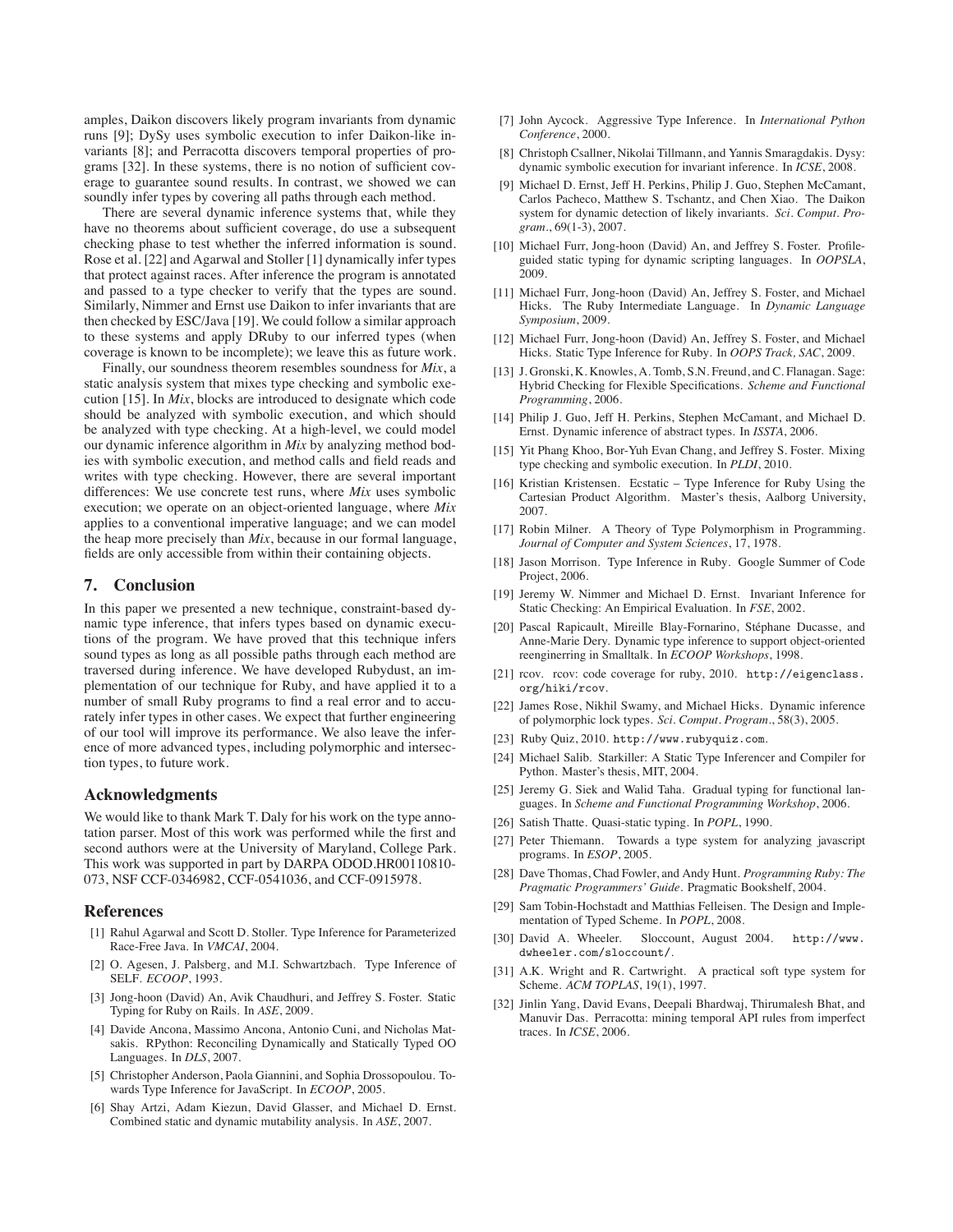amples, Daikon discovers likely program invariants from dynamic runs [9]; DySy uses symbolic execution to infer Daikon-like invariants [8]; and Perracotta discovers temporal properties of programs [32]. In these systems, there is no notion of sufficient coverage to guarantee sound results. In contrast, we showed we can soundly infer types by covering all paths through each method.

There are several dynamic inference systems that, while they have no theorems about sufficient coverage, do use a subsequent checking phase to test whether the inferred information is sound. Rose et al. [22] and Agarwal and Stoller [1] dynamically infer types that protect against races. After inference the program is annotated and passed to a type checker to verify that the types are sound. Similarly, Nimmer and Ernst use Daikon to infer invariants that are then checked by ESC/Java [19]. We could follow a similar approach to these systems and apply DRuby to our inferred types (when coverage is known to be incomplete); we leave this as future work.

Finally, our soundness theorem resembles soundness for *Mix*, a static analysis system that mixes type checking and symbolic execution [15]. In *Mix*, blocks are introduced to designate which code should be analyzed with symbolic execution, and which should be analyzed with type checking. At a high-level, we could model our dynamic inference algorithm in *Mix* by analyzing method bodies with symbolic execution, and method calls and field reads and writes with type checking. However, there are several important differences: We use concrete test runs, where *Mix* uses symbolic execution; we operate on an object-oriented language, where *Mix* applies to a conventional imperative language; and we can model the heap more precisely than *Mix*, because in our formal language, fields are only accessible from within their containing objects.

## 7. Conclusion

In this paper we presented a new technique, constraint-based dynamic type inference, that infers types based on dynamic executions of the program. We have proved that this technique infers sound types as long as all possible paths through each method are traversed during inference. We have developed Rubydust, an implementation of our technique for Ruby, and have applied it to a number of small Ruby programs to find a real error and to accurately infer types in other cases. We expect that further engineering of our tool will improve its performance. We also leave the inference of more advanced types, including polymorphic and intersection types, to future work.

## Acknowledgments

We would like to thank Mark T. Daly for his work on the type annotation parser. Most of this work was performed while the first and second authors were at the University of Maryland, College Park. This work was supported in part by DARPA ODOD.HR00110810-073, NSF CCF-0346982, CCF-0541036, and CCF-0915978.

## References

[1] Rahul Agarwal and Scott D. Stoller. Type Inference for Parameterized Race-Free Java. In *VMCAI*, 2004.

[2] O. Agesen, J. Palsberg, and M.I. Schwartzbach. Type Inference of SELF. *ECOOP*, 1993.

[3] Jong-hoon (David) An, Avik Chaudhuri, and Jeffrey S. Foster. Static Typing for Ruby on Rails. In *ASE*, 2009.

[4] Davide Ancona, Massimo Ancona, Antonio Cuni, and Nicholas Matsakis. RPython: Reconciling Dynamically and Statically Typed OO Languages. In *DLS*, 2007.

[5] Christopher Anderson, Paola Giannini, and Sophia Drossopoulou. Towards Type Inference for JavaScript. In *ECOOP*, 2005.

[6] Shay Artzi, Adam Kiezun, David Glasser, and Michael D. Ernst. Combined static and dynamic mutability analysis. In *ASE*, 2007.

[7] John Aycock. Aggressive Type Inference. In *International Python Conference*, 2000.

[8] Christoph Csallner, Nikolai Tillmann, and Yannis Smaragdakis. Dysy: dynamic symbolic execution for invariant inference. In *ICSE*, 2008.

[9] Michael D. Ernst, Jeff H. Perkins, Philip J. Guo, Stephen McCamant, Carlos Pacheco, Matthew S. Tschantz, and Chen Xiao. The Daikon system for dynamic detection of likely invariants. *Sci. Comput. Program.*, 69(1-3), 2007.

[10] Michael Furr, Jong-hoon (David) An, and Jeffrey S. Foster. Profile-guided static typing for dynamic scripting languages. In *OOPSLA*, 2009.

[11] Michael Furr, Jong-hoon (David) An, Jeffrey S. Foster, and Michael Hicks. The Ruby Intermediate Language. In *Dynamic Language Symposium*, 2009.

[12] Michael Furr, Jong-hoon (David) An, Jeffrey S. Foster, and Michael Hicks. Static Type Inference for Ruby. In *OOPS Track, SAC*, 2009.

[13] J. Gronski, K. Knowles, A. Tomb, S.N. Freund, and C. Flanagan. Sage: Hybrid Checking for Flexible Specifications. *Scheme and Functional Programming*, 2006.

[14] Philip J. Guo, Jeff H. Perkins, Stephen McCamant, and Michael D. Ernst. Dynamic inference of abstract types. In *ISSTA*, 2006.

[15] Yit Phang Khoo, Bor-Yuh Evan Chang, and Jeffrey S. Foster. Mixing type checking and symbolic execution. In *PLDI*, 2010.

[16] Kristian Kristensen. Ecstatic – Type Inference for Ruby Using the Cartesian Product Algorithm. Master's thesis, Aalborg University, 2007.

[17] Robin Milner. A Theory of Type Polymorphism in Programming. *Journal of Computer and System Sciences*, 17, 1978.

[18] Jason Morrison. Type Inference in Ruby. Google Summer of Code Project, 2006.

[19] Jeremy W. Nimmer and Michael D. Ernst. Invariant Inference for Static Checking: An Empirical Evaluation. In *FSE*, 2002.

[20] Pascal Rapicault, Mireille Blay-Fornarino, Stéphane Ducasse, and Anne-Marie Dery. Dynamic type inference to support object-oriented reenginerring in Smalltalk. In *ECOOP Workshops*, 1998.

[21] rcov. rcov: code coverage for ruby, 2010. `http://eigenclass.org/hiki/rcov`.

[22] James Rose, Nikhil Swamy, and Michael Hicks. Dynamic inference of polymorphic lock types. *Sci. Comput. Program.*, 58(3), 2005.

[23] Ruby Quiz, 2010. `http://www.rubyquiz.com`.

[24] Michael Salib. Starkiller: A Static Type Inferencer and Compiler for Python. Master's thesis, MIT, 2004.

[25] Jeremy G. Siek and Walid Taha. Gradual typing for functional languages. In *Scheme and Functional Programming Workshop*, 2006.

[26] Satish Thatte. Quasi-static typing. In *POPL*, 1990.

[27] Peter Thiemann. Towards a type system for analyzing javascript programs. In *ESOP*, 2005.

[28] Dave Thomas, Chad Fowler, and Andy Hunt. *Programming Ruby: The Pragmatic Programmers' Guide*. Pragmatic Bookshelf, 2004.

[29] Sam Tobin-Hochstadt and Matthias Felleisen. The Design and Implementation of Typed Scheme. In *POPL*, 2008.

[30] David A. Wheeler. Sloccount, August 2004. `http://www.dwheeler.com/sloccount/`.

[31] A.K. Wright and R. Cartwright. A practical soft type system for Scheme. *ACM TOPLAS*, 19(1), 1997.

[32] Jinlin Yang, David Evans, Deepali Bhardwaj, Thirumalesh Bhat, and Manuvir Das. Perracotta: mining temporal API rules from imperfect traces. In *ICSE*, 2006.